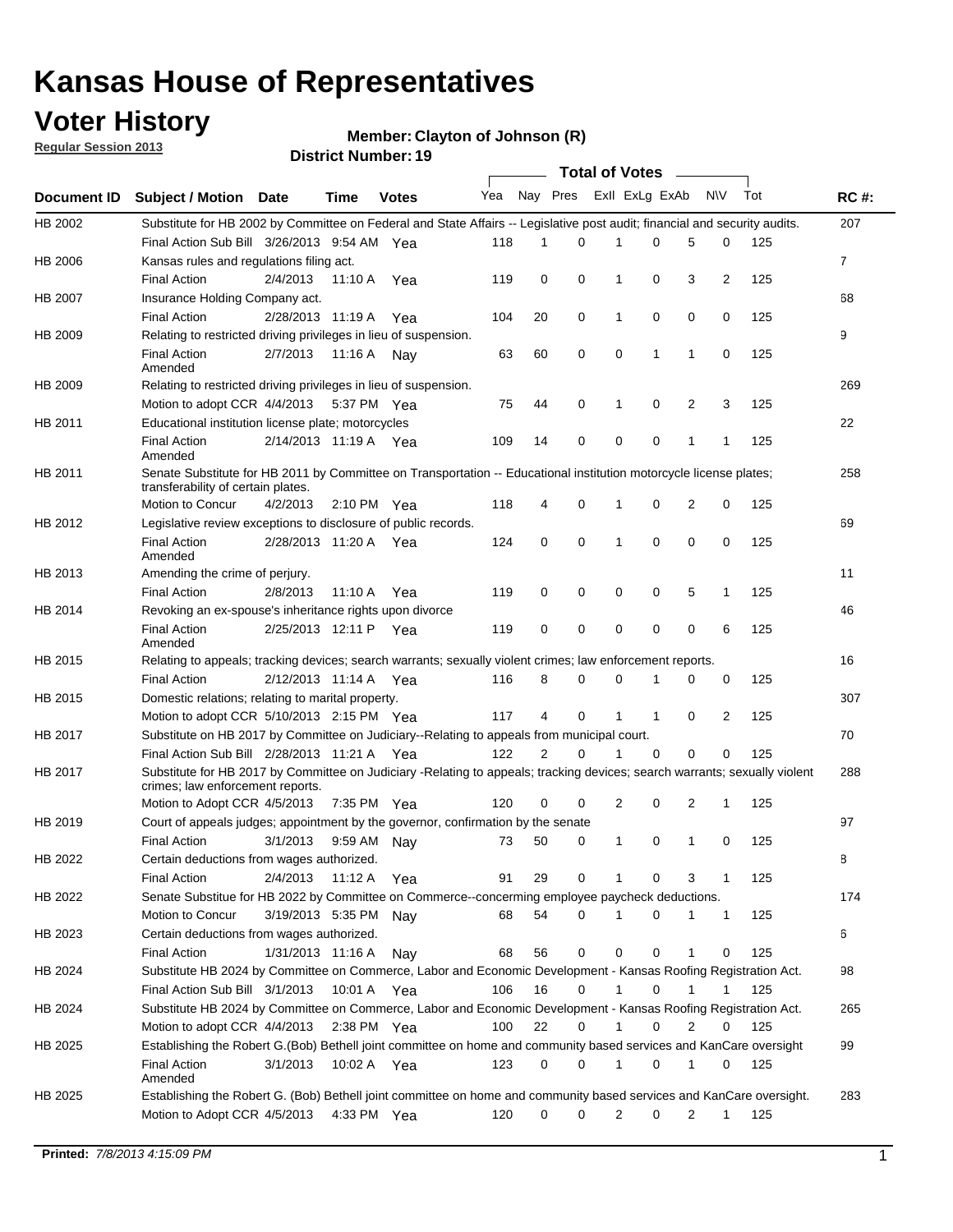# Kansas House of Representatives

## Voter History

**Regular Session 2013**

**Member: Clayton of Johnson (R)**

**District Number: 19**

| Document ID | Subject / Motion | Date | Time | Votes | Yea | Nay | Pres | ExII | ExLg | ExAb | N\V | Tot | RC #: |
|---|---|---|---|---|---|---|---|---|---|---|---|---|---|
| HB 2002 | Substitute for HB 2002 by Committee on Federal and State Affairs -- Legislative post audit; financial and security audits. | | | | | | | | | | | | 207 |
| | Final Action Sub Bill | 3/26/2013 | 9:54 AM | Yea | 118 | 1 | 0 | 1 | 0 | 5 | 0 | 125 | |
| HB 2006 | Kansas rules and regulations filing act. | | | | | | | | | | | | 7 |
| | Final Action | 2/4/2013 | 11:10 A | Yea | 119 | 0 | 0 | 1 | 0 | 3 | 2 | 125 | |
| HB 2007 | Insurance Holding Company act. | | | | | | | | | | | | 68 |
| | Final Action | 2/28/2013 | 11:19 A | Yea | 104 | 20 | 0 | 1 | 0 | 0 | 0 | 125 | |
| HB 2009 | Relating to restricted driving privileges in lieu of suspension. | | | | | | | | | | | | 9 |
| | Final Action Amended | 2/7/2013 | 11:16 A | Nay | 63 | 60 | 0 | 0 | 1 | 1 | 0 | 125 | |
| HB 2009 | Relating to restricted driving privileges in lieu of suspension. | | | | | | | | | | | | 269 |
| | Motion to adopt CCR | 4/4/2013 | 5:37 PM | Yea | 75 | 44 | 0 | 1 | 0 | 2 | 3 | 125 | |
| HB 2011 | Educational institution license plate; motorcycles | | | | | | | | | | | | 22 |
| | Final Action Amended | 2/14/2013 | 11:19 A | Yea | 109 | 14 | 0 | 0 | 0 | 1 | 1 | 125 | |
| HB 2011 | Senate Substitute for HB 2011 by Committee on Transportation -- Educational institution motorcycle license plates; transferability of certain plates. | | | | | | | | | | | | 258 |
| | Motion to Concur | 4/2/2013 | 2:10 PM | Yea | 118 | 4 | 0 | 1 | 0 | 2 | 0 | 125 | |
| HB 2012 | Legislative review exceptions to disclosure of public records. | | | | | | | | | | | | 69 |
| | Final Action Amended | 2/28/2013 | 11:20 A | Yea | 124 | 0 | 0 | 1 | 0 | 0 | 0 | 125 | |
| HB 2013 | Amending the crime of perjury. | | | | | | | | | | | | 11 |
| | Final Action | 2/8/2013 | 11:10 A | Yea | 119 | 0 | 0 | 0 | 0 | 5 | 1 | 125 | |
| HB 2014 | Revoking an ex-spouse's inheritance rights upon divorce | | | | | | | | | | | | 46 |
| | Final Action Amended | 2/25/2013 | 12:11 P | Yea | 119 | 0 | 0 | 0 | 0 | 0 | 6 | 125 | |
| HB 2015 | Relating to appeals; tracking devices; search warrants; sexually violent crimes; law enforcement reports. | | | | | | | | | | | | 16 |
| | Final Action | 2/12/2013 | 11:14 A | Yea | 116 | 8 | 0 | 0 | 1 | 0 | 0 | 125 | |
| HB 2015 | Domestic relations; relating to marital property. | | | | | | | | | | | | 307 |
| | Motion to adopt CCR | 5/10/2013 | 2:15 PM | Yea | 117 | 4 | 0 | 1 | 1 | 0 | 2 | 125 | |
| HB 2017 | Substitute on HB 2017 by Committee on Judiciary--Relating to appeals from municipal court. | | | | | | | | | | | | 70 |
| | Final Action Sub Bill | 2/28/2013 | 11:21 A | Yea | 122 | 2 | 0 | 1 | 0 | 0 | 0 | 125 | |
| HB 2017 | Substitute for HB 2017 by Committee on Judiciary -Relating to appeals; tracking devices; search warrants; sexually violent crimes; law enforcement reports. | | | | | | | | | | | | 288 |
| | Motion to Adopt CCR | 4/5/2013 | 7:35 PM | Yea | 120 | 0 | 0 | 2 | 0 | 2 | 1 | 125 | |
| HB 2019 | Court of appeals judges; appointment by the governor, confirmation by the senate | | | | | | | | | | | | 97 |
| | Final Action | 3/1/2013 | 9:59 AM | Nay | 73 | 50 | 0 | 1 | 0 | 1 | 0 | 125 | |
| HB 2022 | Certain deductions from wages authorized. | | | | | | | | | | | | 8 |
| | Final Action | 2/4/2013 | 11:12 A | Yea | 91 | 29 | 0 | 1 | 0 | 3 | 1 | 125 | |
| HB 2022 | Senate Substitue for HB 2022 by Committee on Commerce--concerning employee paycheck deductions. | | | | | | | | | | | | 174 |
| | Motion to Concur | 3/19/2013 | 5:35 PM | Nay | 68 | 54 | 0 | 1 | 0 | 1 | 1 | 125 | |
| HB 2023 | Certain deductions from wages authorized. | | | | | | | | | | | | 6 |
| | Final Action | 1/31/2013 | 11:16 A | Nay | 68 | 56 | 0 | 0 | 0 | 1 | 0 | 125 | |
| HB 2024 | Substitute HB 2024 by Committee on Commerce, Labor and Economic Development - Kansas Roofing Registration Act. | | | | | | | | | | | | 98 |
| | Final Action Sub Bill | 3/1/2013 | 10:01 A | Yea | 106 | 16 | 0 | 1 | 0 | 1 | 1 | 125 | |
| HB 2024 | Substitute HB 2024 by Committee on Commerce, Labor and Economic Development - Kansas Roofing Registration Act. | | | | | | | | | | | | 265 |
| | Motion to adopt CCR | 4/4/2013 | 2:38 PM | Yea | 100 | 22 | 0 | 1 | 0 | 2 | 0 | 125 | |
| HB 2025 | Establishing the Robert G.(Bob) Bethell joint committee on home and community based services and KanCare oversight | | | | | | | | | | | | 99 |
| | Final Action Amended | 3/1/2013 | 10:02 A | Yea | 123 | 0 | 0 | 1 | 0 | 1 | 0 | 125 | |
| HB 2025 | Establishing the Robert G. (Bob) Bethell joint committee on home and community based services and KanCare oversight. | | | | | | | | | | | | 283 |
| | Motion to Adopt CCR | 4/5/2013 | 4:33 PM | Yea | 120 | 0 | 0 | 2 | 0 | 2 | 1 | 125 | |

**Printed:** *7/8/2013 4:15:09 PM*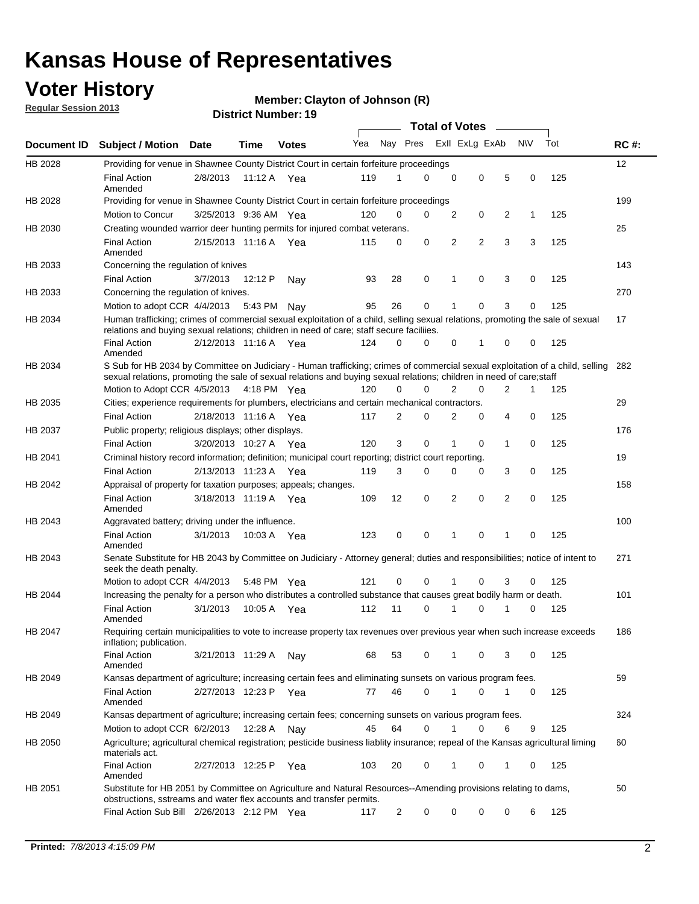# Kansas House of Representatives

## Voter History

**Regular Session 2013**

**Member: Clayton of Johnson (R)**

**District Number: 19**

| Document ID | Subject / Motion | Date | Time | Votes | Yea | Nay | Pres | ExII | ExLg | ExAb | N\V | Tot | RC #: |
|---|---|---|---|---|---|---|---|---|---|---|---|---|---|
| HB 2028 | Providing for venue in Shawnee County District Court in certain forfeiture proceedings | | | | | | | | | | | | 12 |
| | Final Action Amended | 2/8/2013 | 11:12 A | Yea | 119 | 1 | 0 | 0 | 0 | 5 | 0 | 125 | |
| HB 2028 | Providing for venue in Shawnee County District Court in certain forfeiture proceedings | | | | | | | | | | | | 199 |
| | Motion to Concur | 3/25/2013 | 9:36 AM | Yea | 120 | 0 | 0 | 2 | 0 | 2 | 1 | 125 | |
| HB 2030 | Creating wounded warrior deer hunting permits for injured combat veterans. | | | | | | | | | | | | 25 |
| | Final Action Amended | 2/15/2013 | 11:16 A | Yea | 115 | 0 | 0 | 2 | 2 | 3 | 3 | 125 | |
| HB 2033 | Concerning the regulation of knives | | | | | | | | | | | | 143 |
| | Final Action | 3/7/2013 | 12:12 P | Nay | 93 | 28 | 0 | 1 | 0 | 3 | 0 | 125 | |
| HB 2033 | Concerning the regulation of knives. | | | | | | | | | | | | 270 |
| | Motion to adopt CCR | 4/4/2013 | 5:43 PM | Nay | 95 | 26 | 0 | 1 | 0 | 3 | 0 | 125 | |
| HB 2034 | Human trafficking; crimes of commercial sexual exploitation of a child, selling sexual relations, promoting the sale of sexual relations and buying sexual relations; children in need of care; staff secure faciliies. | | | | | | | | | | | | 17 |
| | Final Action Amended | 2/12/2013 | 11:16 A | Yea | 124 | 0 | 0 | 0 | 1 | 0 | 0 | 125 | |
| HB 2034 | S Sub for HB 2034 by Committee on Judiciary - Human trafficking; crimes of commercial sexual exploitation of a child, selling sexual relations, promoting the sale of sexual relations and buying sexual relations; children in need of care;staff | | | | | | | | | | | | 282 |
| | Motion to Adopt CCR | 4/5/2013 | 4:18 PM | Yea | 120 | 0 | 0 | 2 | 0 | 2 | 1 | 125 | |
| HB 2035 | Cities; experience requirements for plumbers, electricians and certain mechanical contractors. | | | | | | | | | | | | 29 |
| | Final Action | 2/18/2013 | 11:16 A | Yea | 117 | 2 | 0 | 2 | 0 | 4 | 0 | 125 | |
| HB 2037 | Public property; religious displays; other displays. | | | | | | | | | | | | 176 |
| | Final Action | 3/20/2013 | 10:27 A | Yea | 120 | 3 | 0 | 1 | 0 | 1 | 0 | 125 | |
| HB 2041 | Criminal history record information; definition; municipal court reporting; district court reporting. | | | | | | | | | | | | 19 |
| | Final Action | 2/13/2013 | 11:23 A | Yea | 119 | 3 | 0 | 0 | 0 | 3 | 0 | 125 | |
| HB 2042 | Appraisal of property for taxation purposes; appeals; changes. | | | | | | | | | | | | 158 |
| | Final Action Amended | 3/18/2013 | 11:19 A | Yea | 109 | 12 | 0 | 2 | 0 | 2 | 0 | 125 | |
| HB 2043 | Aggravated battery; driving under the influence. | | | | | | | | | | | | 100 |
| | Final Action Amended | 3/1/2013 | 10:03 A | Yea | 123 | 0 | 0 | 1 | 0 | 1 | 0 | 125 | |
| HB 2043 | Senate Substitute for HB 2043 by Committee on Judiciary - Attorney general; duties and responsibilities; notice of intent to seek the death penalty. | | | | | | | | | | | | 271 |
| | Motion to adopt CCR | 4/4/2013 | 5:48 PM | Yea | 121 | 0 | 0 | 1 | 0 | 3 | 0 | 125 | |
| HB 2044 | Increasing the penalty for a person who distributes a controlled substance that causes great bodily harm or death. | | | | | | | | | | | | 101 |
| | Final Action Amended | 3/1/2013 | 10:05 A | Yea | 112 | 11 | 0 | 1 | 0 | 1 | 0 | 125 | |
| HB 2047 | Requiring certain municipalities to vote to increase property tax revenues over previous year when such increase exceeds inflation; publication. | | | | | | | | | | | | 186 |
| | Final Action Amended | 3/21/2013 | 11:29 A | Nay | 68 | 53 | 0 | 1 | 0 | 3 | 0 | 125 | |
| HB 2049 | Kansas department of agriculture; increasing certain fees and eliminating sunsets on various program fees. | | | | | | | | | | | | 59 |
| | Final Action Amended | 2/27/2013 | 12:23 P | Yea | 77 | 46 | 0 | 1 | 0 | 1 | 0 | 125 | |
| HB 2049 | Kansas department of agriculture; increasing certain fees; concerning sunsets on various program fees. | | | | | | | | | | | | 324 |
| | Motion to adopt CCR | 6/2/2013 | 12:28 A | Nay | 45 | 64 | 0 | 1 | 0 | 6 | 9 | 125 | |
| HB 2050 | Agriculture; agricultural chemical registration; pesticide business liablity insurance; repeal of the Kansas agricultural liming materials act. | | | | | | | | | | | | 60 |
| | Final Action Amended | 2/27/2013 | 12:25 P | Yea | 103 | 20 | 0 | 1 | 0 | 1 | 0 | 125 | |
| HB 2051 | Substitute for HB 2051 by Committee on Agriculture and Natural Resources--Amending provisions relating to dams, obstructions, sstreams and water flex accounts and transfer permits. | | | | | | | | | | | | 50 |
| | Final Action Sub Bill | 2/26/2013 | 2:12 PM | Yea | 117 | 2 | 0 | 0 | 0 | 0 | 6 | 125 | |

**Printed:** *7/8/2013 4:15:09 PM*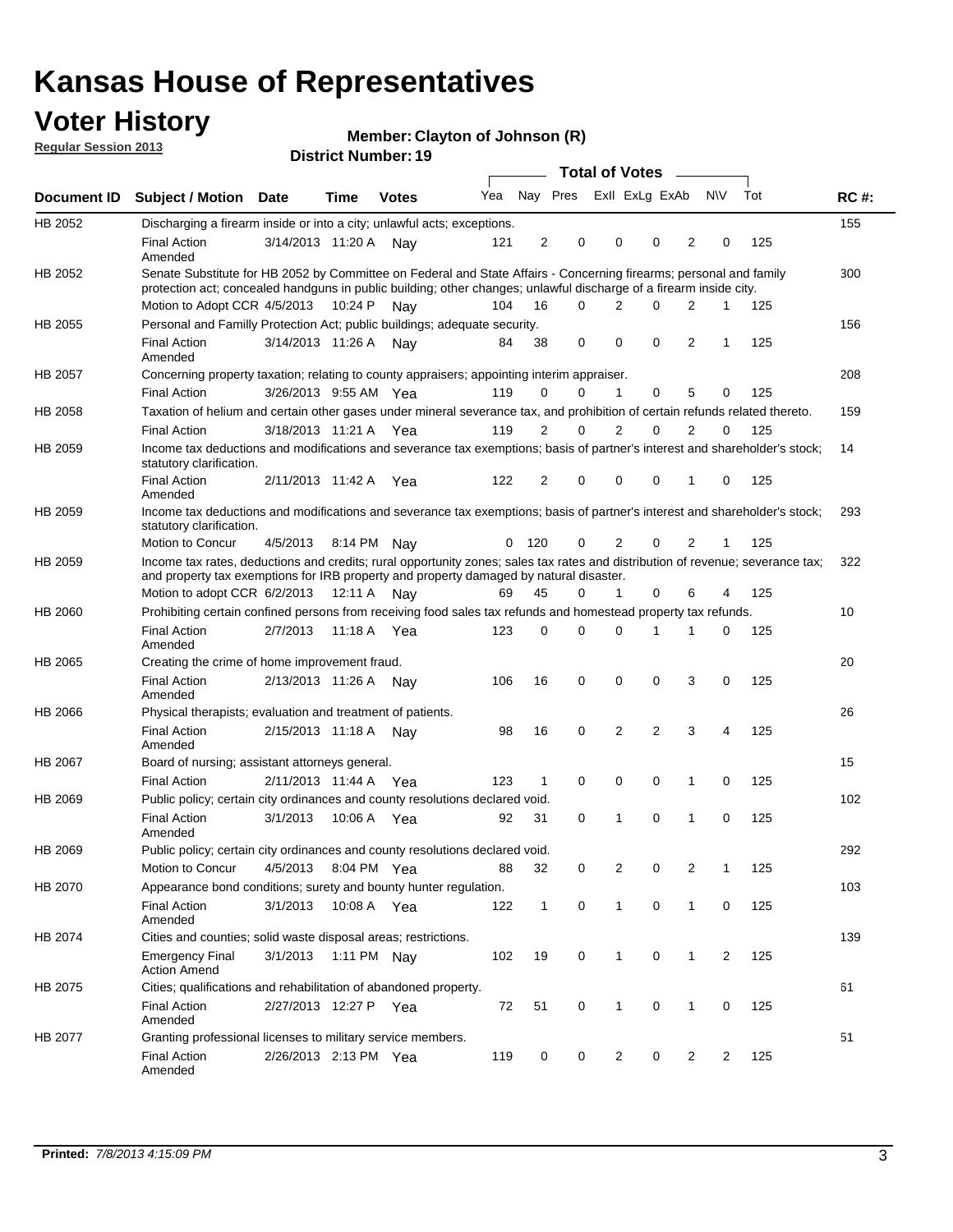# Kansas House of Representatives

## Voter History

**Regular Session 2013**

**Member: Clayton of Johnson (R)**

**District Number: 19**

| Document ID | Subject / Motion | Date | Time | Votes | Yea | Nay | Pres | ExII | ExLg | ExAb | N\V | Tot | RC #: |
|---|---|---|---|---|---|---|---|---|---|---|---|---|---|
| HB 2052 | Discharging a firearm inside or into a city; unlawful acts; exceptions. | | | | | | | | | | | | 155 |
| | Final Action Amended | 3/14/2013 | 11:20 A | Nay | 121 | 2 | 0 | 0 | 0 | 2 | 0 | 125 | |
| HB 2052 | Senate Substitute for HB 2052 by Committee on Federal and State Affairs - Concerning firearms; personal and family protection act; concealed handguns in public building; other changes; unlawful discharge of a firearm inside city. | | | | | | | | | | | | 300 |
| | Motion to Adopt CCR | 4/5/2013 | 10:24 P | Nay | 104 | 16 | 0 | 2 | 0 | 2 | 1 | 125 | |
| HB 2055 | Personal and Familly Protection Act; public buildings; adequate security. | | | | | | | | | | | | 156 |
| | Final Action Amended | 3/14/2013 | 11:26 A | Nay | 84 | 38 | 0 | 0 | 0 | 2 | 1 | 125 | |
| HB 2057 | Concerning property taxation; relating to county appraisers; appointing interim appraiser. | | | | | | | | | | | | 208 |
| | Final Action | 3/26/2013 | 9:55 AM | Yea | 119 | 0 | 0 | 1 | 0 | 5 | 0 | 125 | |
| HB 2058 | Taxation of helium and certain other gases under mineral severance tax, and prohibition of certain refunds related thereto. | | | | | | | | | | | | 159 |
| | Final Action | 3/18/2013 | 11:21 A | Yea | 119 | 2 | 0 | 2 | 0 | 2 | 0 | 125 | |
| HB 2059 | Income tax deductions and modifications and severance tax exemptions; basis of partner's interest and shareholder's stock; statutory clarification. | | | | | | | | | | | | 14 |
| | Final Action Amended | 2/11/2013 | 11:42 A | Yea | 122 | 2 | 0 | 0 | 0 | 1 | 0 | 125 | |
| HB 2059 | Income tax deductions and modifications and severance tax exemptions; basis of partner's interest and shareholder's stock; statutory clarification. | | | | | | | | | | | | 293 |
| | Motion to Concur | 4/5/2013 | 8:14 PM | Nay | 0 | 120 | 0 | 2 | 0 | 2 | 1 | 125 | |
| HB 2059 | Income tax rates, deductions and credits; rural opportunity zones; sales tax rates and distribution of revenue; severance tax; and property tax exemptions for IRB property and property damaged by natural disaster. | | | | | | | | | | | | 322 |
| | Motion to adopt CCR | 6/2/2013 | 12:11 A | Nay | 69 | 45 | 0 | 1 | 0 | 6 | 4 | 125 | |
| HB 2060 | Prohibiting certain confined persons from receiving food sales tax refunds and homestead property tax refunds. | | | | | | | | | | | | 10 |
| | Final Action Amended | 2/7/2013 | 11:18 A | Yea | 123 | 0 | 0 | 0 | 1 | 1 | 0 | 125 | |
| HB 2065 | Creating the crime of home improvement fraud. | | | | | | | | | | | | 20 |
| | Final Action Amended | 2/13/2013 | 11:26 A | Nay | 106 | 16 | 0 | 0 | 0 | 3 | 0 | 125 | |
| HB 2066 | Physical therapists; evaluation and treatment of patients. | | | | | | | | | | | | 26 |
| | Final Action Amended | 2/15/2013 | 11:18 A | Nay | 98 | 16 | 0 | 2 | 2 | 3 | 4 | 125 | |
| HB 2067 | Board of nursing; assistant attorneys general. | | | | | | | | | | | | 15 |
| | Final Action | 2/11/2013 | 11:44 A | Yea | 123 | 1 | 0 | 0 | 0 | 1 | 0 | 125 | |
| HB 2069 | Public policy; certain city ordinances and county resolutions declared void. | | | | | | | | | | | | 102 |
| | Final Action Amended | 3/1/2013 | 10:06 A | Yea | 92 | 31 | 0 | 1 | 0 | 1 | 0 | 125 | |
| HB 2069 | Public policy; certain city ordinances and county resolutions declared void. | | | | | | | | | | | | 292 |
| | Motion to Concur | 4/5/2013 | 8:04 PM | Yea | 88 | 32 | 0 | 2 | 0 | 2 | 1 | 125 | |
| HB 2070 | Appearance bond conditions; surety and bounty hunter regulation. | | | | | | | | | | | | 103 |
| | Final Action Amended | 3/1/2013 | 10:08 A | Yea | 122 | 1 | 0 | 1 | 0 | 1 | 0 | 125 | |
| HB 2074 | Cities and counties; solid waste disposal areas; restrictions. | | | | | | | | | | | | 139 |
| | Emergency Final Action Amend | 3/1/2013 | 1:11 PM | Nay | 102 | 19 | 0 | 1 | 0 | 1 | 2 | 125 | |
| HB 2075 | Cities; qualifications and rehabilitation of abandoned property. | | | | | | | | | | | | 61 |
| | Final Action Amended | 2/27/2013 | 12:27 P | Yea | 72 | 51 | 0 | 1 | 0 | 1 | 0 | 125 | |
| HB 2077 | Granting professional licenses to military service members. | | | | | | | | | | | | 51 |
| | Final Action Amended | 2/26/2013 | 2:13 PM | Yea | 119 | 0 | 0 | 2 | 0 | 2 | 2 | 125 | |

**Printed:** *7/8/2013 4:15:09 PM*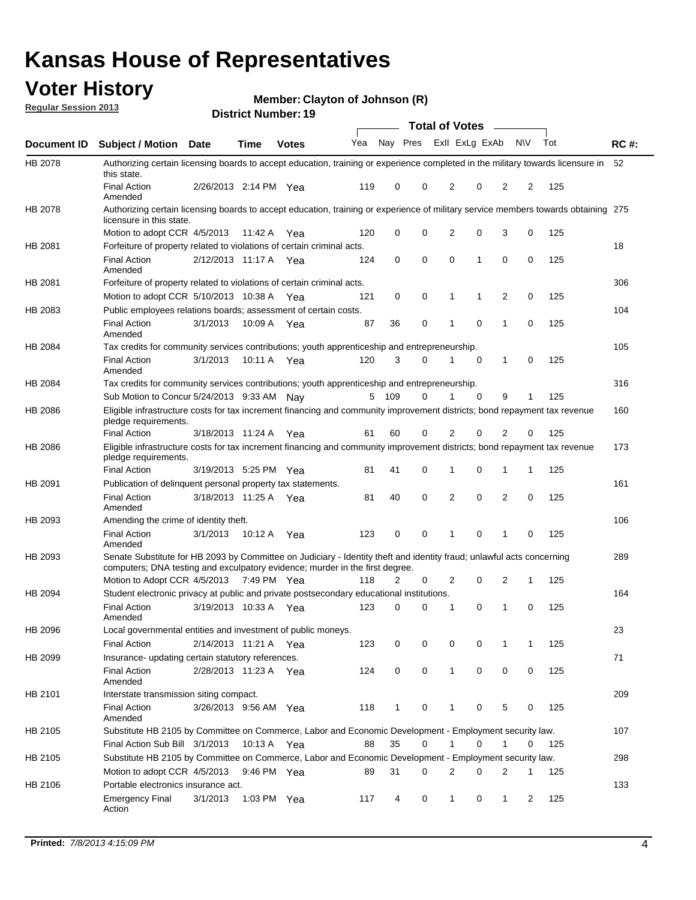# Kansas House of Representatives

## Voter History

**Regular Session 2013**

**Member: Clayton of Johnson (R)**

**District Number: 19**

| Document ID | Subject / Motion | Date | Time | Votes | Yea | Nay | Pres | ExII | ExLg | ExAb | N\V | Tot | RC #: |
|---|---|---|---|---|---|---|---|---|---|---|---|---|---|
| HB 2078 | Authorizing certain licensing boards to accept education, training or experience completed in the military towards licensure in this state. | | | | | | | | | | | | 52 |
| | Final Action Amended | 2/26/2013 | 2:14 PM | Yea | 119 | 0 | 0 | 2 | 0 | 2 | 2 | 125 | |
| HB 2078 | Authorizing certain licensing boards to accept education, training or experience of military service members towards obtaining licensure in this state. | | | | | | | | | | | | 275 |
| | Motion to adopt CCR | 4/5/2013 | 11:42 A | Yea | 120 | 0 | 0 | 2 | 0 | 3 | 0 | 125 | |
| HB 2081 | Forfeiture of property related to violations of certain criminal acts. | | | | | | | | | | | | 18 |
| | Final Action Amended | 2/12/2013 | 11:17 A | Yea | 124 | 0 | 0 | 0 | 1 | 0 | 0 | 125 | |
| HB 2081 | Forfeiture of property related to violations of certain criminal acts. | | | | | | | | | | | | 306 |
| | Motion to adopt CCR | 5/10/2013 | 10:38 A | Yea | 121 | 0 | 0 | 1 | 1 | 2 | 0 | 125 | |
| HB 2083 | Public employees relations boards; assessment of certain costs. | | | | | | | | | | | | 104 |
| | Final Action Amended | 3/1/2013 | 10:09 A | Yea | 87 | 36 | 0 | 1 | 0 | 1 | 0 | 125 | |
| HB 2084 | Tax credits for community services contributions; youth apprenticeship and entrepreneurship. | | | | | | | | | | | | 105 |
| | Final Action Amended | 3/1/2013 | 10:11 A | Yea | 120 | 3 | 0 | 1 | 0 | 1 | 0 | 125 | |
| HB 2084 | Tax credits for community services contributions; youth apprenticeship and entrepreneurship. | | | | | | | | | | | | 316 |
| | Sub Motion to Concur | 5/24/2013 | 9:33 AM | Nay | 5 | 109 | 0 | 1 | 0 | 9 | 1 | 125 | |
| HB 2086 | Eligible infrastructure costs for tax increment financing and community improvement districts; bond repayment tax revenue pledge requirements. | | | | | | | | | | | | 160 |
| | Final Action | 3/18/2013 | 11:24 A | Yea | 61 | 60 | 0 | 2 | 0 | 2 | 0 | 125 | |
| HB 2086 | Eligible infrastructure costs for tax increment financing and community improvement districts; bond repayment tax revenue pledge requirements. | | | | | | | | | | | | 173 |
| | Final Action | 3/19/2013 | 5:25 PM | Yea | 81 | 41 | 0 | 1 | 0 | 1 | 1 | 125 | |
| HB 2091 | Publication of delinquent personal property tax statements. | | | | | | | | | | | | 161 |
| | Final Action Amended | 3/18/2013 | 11:25 A | Yea | 81 | 40 | 0 | 2 | 0 | 2 | 0 | 125 | |
| HB 2093 | Amending the crime of identity theft. | | | | | | | | | | | | 106 |
| | Final Action Amended | 3/1/2013 | 10:12 A | Yea | 123 | 0 | 0 | 1 | 0 | 1 | 0 | 125 | |
| HB 2093 | Senate Substitute for HB 2093 by Committee on Judiciary - Identity theft and identity fraud; unlawful acts concerning computers; DNA testing and exculpatory evidence; murder in the first degree. | | | | | | | | | | | | 289 |
| | Motion to Adopt CCR | 4/5/2013 | 7:49 PM | Yea | 118 | 2 | 0 | 2 | 0 | 2 | 1 | 125 | |
| HB 2094 | Student electronic privacy at public and private postsecondary educational institutions. | | | | | | | | | | | | 164 |
| | Final Action Amended | 3/19/2013 | 10:33 A | Yea | 123 | 0 | 0 | 1 | 0 | 1 | 0 | 125 | |
| HB 2096 | Local governmental entities and investment of public moneys. | | | | | | | | | | | | 23 |
| | Final Action | 2/14/2013 | 11:21 A | Yea | 123 | 0 | 0 | 0 | 0 | 1 | 1 | 125 | |
| HB 2099 | Insurance- updating certain statutory references. | | | | | | | | | | | | 71 |
| | Final Action Amended | 2/28/2013 | 11:23 A | Yea | 124 | 0 | 0 | 1 | 0 | 0 | 0 | 125 | |
| HB 2101 | Interstate transmission siting compact. | | | | | | | | | | | | 209 |
| | Final Action Amended | 3/26/2013 | 9:56 AM | Yea | 118 | 1 | 0 | 1 | 0 | 5 | 0 | 125 | |
| HB 2105 | Substitute HB 2105 by Committee on Commerce, Labor and Economic Development - Employment security law. | | | | | | | | | | | | 107 |
| | Final Action Sub Bill | 3/1/2013 | 10:13 A | Yea | 88 | 35 | 0 | 1 | 0 | 1 | 0 | 125 | |
| HB 2105 | Substitute HB 2105 by Committee on Commerce, Labor and Economic Development - Employment security law. | | | | | | | | | | | | 298 |
| | Motion to adopt CCR | 4/5/2013 | 9:46 PM | Yea | 89 | 31 | 0 | 2 | 0 | 2 | 1 | 125 | |
| HB 2106 | Portable electronics insurance act. | | | | | | | | | | | | 133 |
| | Emergency Final Action | 3/1/2013 | 1:03 PM | Yea | 117 | 4 | 0 | 1 | 0 | 1 | 2 | 125 | |

**Printed:** *7/8/2013 4:15:09 PM*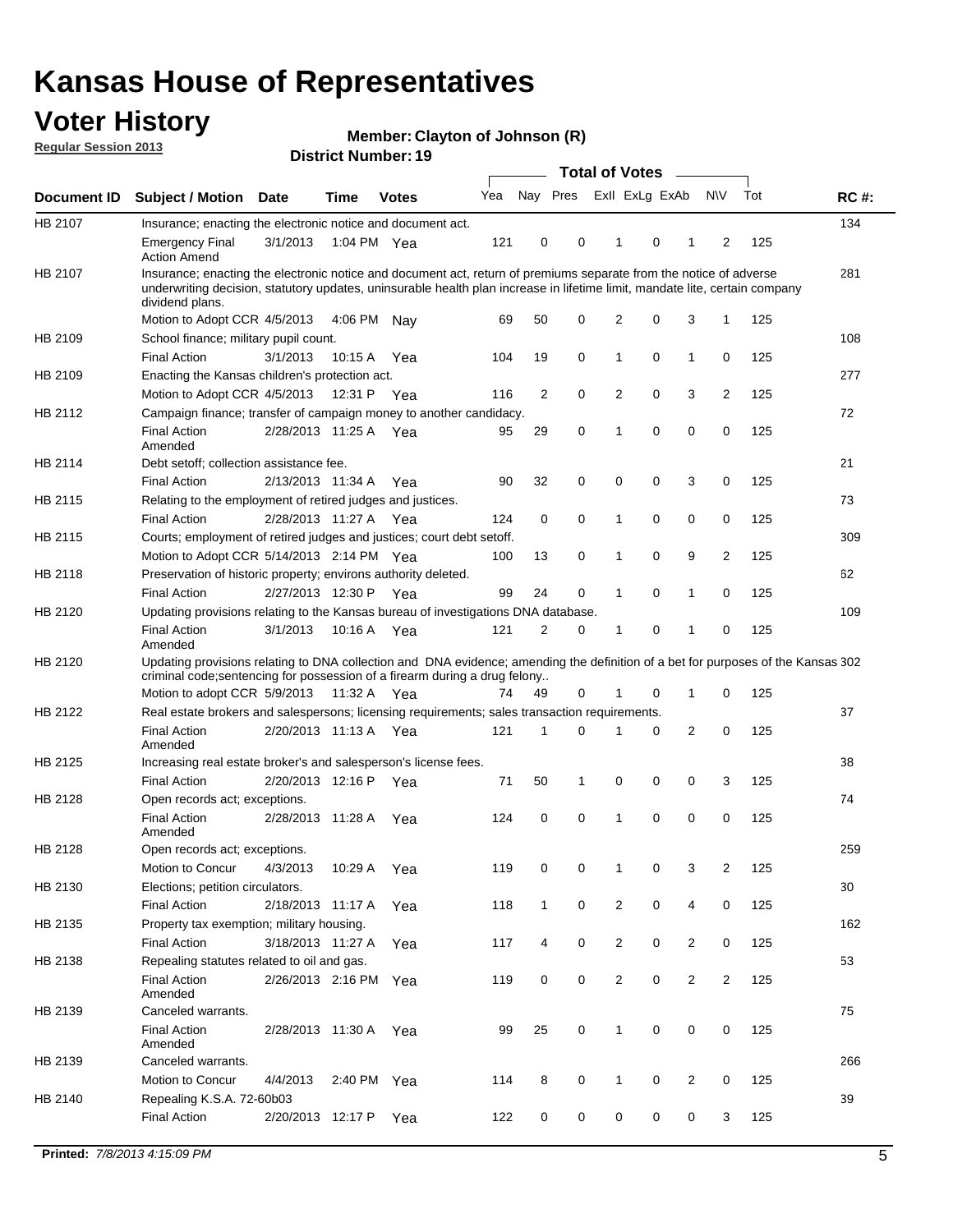# Kansas House of Representatives

## Voter History

**Regular Session 2013**

**Member: Clayton of Johnson (R)**

**District Number: 19**

| Document ID | Subject / Motion | Date | Time | Votes | Yea | Nay | Pres | ExII | ExLg | ExAb | N\V | Tot | RC #: |
|---|---|---|---|---|---|---|---|---|---|---|---|---|---|
| HB 2107 | Insurance; enacting the electronic notice and document act. | | | | | | | | | | | | 134 |
| | Emergency Final Action Amend | 3/1/2013 | 1:04 PM | Yea | 121 | 0 | 0 | 1 | 0 | 1 | 2 | 125 | |
| HB 2107 | Insurance; enacting the electronic notice and document act, return of premiums separate from the notice of adverse underwriting decision, statutory updates, uninsurable health plan increase in lifetime limit, mandate lite, certain company dividend plans. | | | | | | | | | | | | 281 |
| | Motion to Adopt CCR | 4/5/2013 | 4:06 PM | Nay | 69 | 50 | 0 | 2 | 0 | 3 | 1 | 125 | |
| HB 2109 | School finance; military pupil count. | | | | | | | | | | | | 108 |
| | Final Action | 3/1/2013 | 10:15 A | Yea | 104 | 19 | 0 | 1 | 0 | 1 | 0 | 125 | |
| HB 2109 | Enacting the Kansas children's protection act. | | | | | | | | | | | | 277 |
| | Motion to Adopt CCR | 4/5/2013 | 12:31 P | Yea | 116 | 2 | 0 | 2 | 0 | 3 | 2 | 125 | |
| HB 2112 | Campaign finance; transfer of campaign money to another candidacy. | | | | | | | | | | | | 72 |
| | Final Action Amended | 2/28/2013 | 11:25 A | Yea | 95 | 29 | 0 | 1 | 0 | 0 | 0 | 125 | |
| HB 2114 | Debt setoff; collection assistance fee. | | | | | | | | | | | | 21 |
| | Final Action | 2/13/2013 | 11:34 A | Yea | 90 | 32 | 0 | 0 | 0 | 3 | 0 | 125 | |
| HB 2115 | Relating to the employment of retired judges and justices. | | | | | | | | | | | | 73 |
| | Final Action | 2/28/2013 | 11:27 A | Yea | 124 | 0 | 0 | 1 | 0 | 0 | 0 | 125 | |
| HB 2115 | Courts; employment of retired judges and justices; court debt setoff. | | | | | | | | | | | | 309 |
| | Motion to Adopt CCR | 5/14/2013 | 2:14 PM | Yea | 100 | 13 | 0 | 1 | 0 | 9 | 2 | 125 | |
| HB 2118 | Preservation of historic property; environs authority deleted. | | | | | | | | | | | | 62 |
| | Final Action | 2/27/2013 | 12:30 P | Yea | 99 | 24 | 0 | 1 | 0 | 1 | 0 | 125 | |
| HB 2120 | Updating provisions relating to the Kansas bureau of investigations DNA database. | | | | | | | | | | | | 109 |
| | Final Action Amended | 3/1/2013 | 10:16 A | Yea | 121 | 2 | 0 | 1 | 0 | 1 | 0 | 125 | |
| HB 2120 | Updating provisions relating to DNA collection and DNA evidence; amending the definition of a bet for purposes of the Kansas criminal code;sentencing for possession of a firearm during a drug felony.. | | | | | | | | | | | | 302 |
| | Motion to adopt CCR | 5/9/2013 | 11:32 A | Yea | 74 | 49 | 0 | 1 | 0 | 1 | 0 | 125 | |
| HB 2122 | Real estate brokers and salespersons; licensing requirements; sales transaction requirements. | | | | | | | | | | | | 37 |
| | Final Action Amended | 2/20/2013 | 11:13 A | Yea | 121 | 1 | 0 | 1 | 0 | 2 | 0 | 125 | |
| HB 2125 | Increasing real estate broker's and salesperson's license fees. | | | | | | | | | | | | 38 |
| | Final Action | 2/20/2013 | 12:16 P | Yea | 71 | 50 | 1 | 0 | 0 | 0 | 3 | 125 | |
| HB 2128 | Open records act; exceptions. | | | | | | | | | | | | 74 |
| | Final Action Amended | 2/28/2013 | 11:28 A | Yea | 124 | 0 | 0 | 1 | 0 | 0 | 0 | 125 | |
| HB 2128 | Open records act; exceptions. | | | | | | | | | | | | 259 |
| | Motion to Concur | 4/3/2013 | 10:29 A | Yea | 119 | 0 | 0 | 1 | 0 | 3 | 2 | 125 | |
| HB 2130 | Elections; petition circulators. | | | | | | | | | | | | 30 |
| | Final Action | 2/18/2013 | 11:17 A | Yea | 118 | 1 | 0 | 2 | 0 | 4 | 0 | 125 | |
| HB 2135 | Property tax exemption; military housing. | | | | | | | | | | | | 162 |
| | Final Action | 3/18/2013 | 11:27 A | Yea | 117 | 4 | 0 | 2 | 0 | 2 | 0 | 125 | |
| HB 2138 | Repealing statutes related to oil and gas. | | | | | | | | | | | | 53 |
| | Final Action Amended | 2/26/2013 | 2:16 PM | Yea | 119 | 0 | 0 | 2 | 0 | 2 | 2 | 125 | |
| HB 2139 | Canceled warrants. | | | | | | | | | | | | 75 |
| | Final Action Amended | 2/28/2013 | 11:30 A | Yea | 99 | 25 | 0 | 1 | 0 | 0 | 0 | 125 | |
| HB 2139 | Canceled warrants. | | | | | | | | | | | | 266 |
| | Motion to Concur | 4/4/2013 | 2:40 PM | Yea | 114 | 8 | 0 | 1 | 0 | 2 | 0 | 125 | |
| HB 2140 | Repealing K.S.A. 72-60b03 | | | | | | | | | | | | 39 |
| | Final Action | 2/20/2013 | 12:17 P | Yea | 122 | 0 | 0 | 0 | 0 | 0 | 3 | 125 | |

**Printed:** *7/8/2013 4:15:09 PM*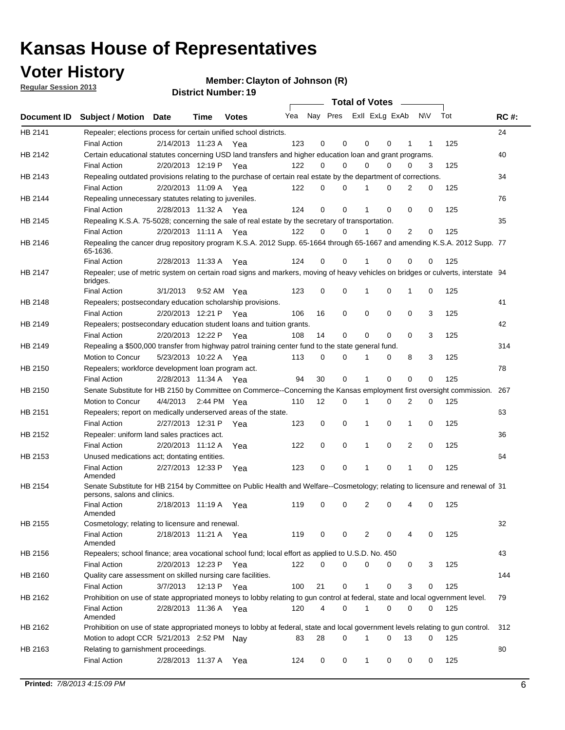# Kansas House of Representatives

## Voter History

**Regular Session 2013**

**Member: Clayton of Johnson (R)**

**District Number: 19**

| Document ID | Subject / Motion | Date | Time | Votes | Yea | Nay | Pres | ExII | ExLg | ExAb | N\V | Tot | RC #: |
|---|---|---|---|---|---|---|---|---|---|---|---|---|---|
| HB 2141 | Repealer; elections process for certain unified school districts. | | | | | | | | | | | | 24 |
| | Final Action | 2/14/2013 | 11:23 A | Yea | 123 | 0 | 0 | 0 | 0 | 1 | 1 | 125 | |
| HB 2142 | Certain educational statutes concerning USD land transfers and higher education loan and grant programs. | | | | | | | | | | | | 40 |
| | Final Action | 2/20/2013 | 12:19 P | Yea | 122 | 0 | 0 | 0 | 0 | 0 | 3 | 125 | |
| HB 2143 | Repealing outdated provisions relating to the purchase of certain real estate by the department of corrections. | | | | | | | | | | | | 34 |
| | Final Action | 2/20/2013 | 11:09 A | Yea | 122 | 0 | 0 | 1 | 0 | 2 | 0 | 125 | |
| HB 2144 | Repealing unnecessary statutes relating to juveniles. | | | | | | | | | | | | 76 |
| | Final Action | 2/28/2013 | 11:32 A | Yea | 124 | 0 | 0 | 1 | 0 | 0 | 0 | 125 | |
| HB 2145 | Repealing K.S.A. 75-5028; concerning the sale of real estate by the secretary of transportation. | | | | | | | | | | | | 35 |
| | Final Action | 2/20/2013 | 11:11 A | Yea | 122 | 0 | 0 | 1 | 0 | 2 | 0 | 125 | |
| HB 2146 | Repealing the cancer drug repository program K.S.A. 2012 Supp. 65-1664 through 65-1667 and amending K.S.A. 2012 Supp. 65-1636. | | | | | | | | | | | | 77 |
| | Final Action | 2/28/2013 | 11:33 A | Yea | 124 | 0 | 0 | 1 | 0 | 0 | 0 | 125 | |
| HB 2147 | Repealer; use of metric system on certain road signs and markers, moving of heavy vehicles on bridges or culverts, interstate bridges. | | | | | | | | | | | | 94 |
| | Final Action | 3/1/2013 | 9:52 AM | Yea | 123 | 0 | 0 | 1 | 0 | 1 | 0 | 125 | |
| HB 2148 | Repealers; postsecondary education scholarship provisions. | | | | | | | | | | | | 41 |
| | Final Action | 2/20/2013 | 12:21 P | Yea | 106 | 16 | 0 | 0 | 0 | 0 | 3 | 125 | |
| HB 2149 | Repealers; postsecondary education student loans and tuition grants. | | | | | | | | | | | | 42 |
| | Final Action | 2/20/2013 | 12:22 P | Yea | 108 | 14 | 0 | 0 | 0 | 0 | 3 | 125 | |
| HB 2149 | Repealing a $500,000 transfer from highway patrol training center fund to the state general fund. | | | | | | | | | | | | 314 |
| | Motion to Concur | 5/23/2013 | 10:22 A | Yea | 113 | 0 | 0 | 1 | 0 | 8 | 3 | 125 | |
| HB 2150 | Repealers; workforce development loan program act. | | | | | | | | | | | | 78 |
| | Final Action | 2/28/2013 | 11:34 A | Yea | 94 | 30 | 0 | 1 | 0 | 0 | 0 | 125 | |
| HB 2150 | Senate Substitute for HB 2150 by Committee on Commerce--Concerning the Kansas employment first oversight commission. | | | | | | | | | | | | 267 |
| | Motion to Concur | 4/4/2013 | 2:44 PM | Yea | 110 | 12 | 0 | 1 | 0 | 2 | 0 | 125 | |
| HB 2151 | Repealers; report on medically underserved areas of the state. | | | | | | | | | | | | 63 |
| | Final Action | 2/27/2013 | 12:31 P | Yea | 123 | 0 | 0 | 1 | 0 | 1 | 0 | 125 | |
| HB 2152 | Repealer: uniform land sales practices act. | | | | | | | | | | | | 36 |
| | Final Action | 2/20/2013 | 11:12 A | Yea | 122 | 0 | 0 | 1 | 0 | 2 | 0 | 125 | |
| HB 2153 | Unused medications act; dontating entities. | | | | | | | | | | | | 64 |
| | Final Action Amended | 2/27/2013 | 12:33 P | Yea | 123 | 0 | 0 | 1 | 0 | 1 | 0 | 125 | |
| HB 2154 | Senate Substitute for HB 2154 by Committee on Public Health and Welfare--Cosmetology; relating to licensure and renewal of persons, salons and clinics. | | | | | | | | | | | | 31 |
| | Final Action Amended | 2/18/2013 | 11:19 A | Yea | 119 | 0 | 0 | 2 | 0 | 4 | 0 | 125 | |
| HB 2155 | Cosmetology; relating to licensure and renewal. | | | | | | | | | | | | 32 |
| | Final Action Amended | 2/18/2013 | 11:21 A | Yea | 119 | 0 | 0 | 2 | 0 | 4 | 0 | 125 | |
| HB 2156 | Repealers; school finance; area vocational school fund; local effort as applied to U.S.D. No. 450 | | | | | | | | | | | | 43 |
| | Final Action | 2/20/2013 | 12:23 P | Yea | 122 | 0 | 0 | 0 | 0 | 0 | 3 | 125 | |
| HB 2160 | Quality care assessment on skilled nursing care facilities. | | | | | | | | | | | | 144 |
| | Final Action | 3/7/2013 | 12:13 P | Yea | 100 | 21 | 0 | 1 | 0 | 3 | 0 | 125 | |
| HB 2162 | Prohibition on use of state appropriated moneys to lobby relating to gun control at federal, state and local ogvernment level. | | | | | | | | | | | | 79 |
| | Final Action Amended | 2/28/2013 | 11:36 A | Yea | 120 | 4 | 0 | 1 | 0 | 0 | 0 | 125 | |
| HB 2162 | Prohibition on use of state appropriated moneys to lobby at federal, state and local government levels relating to gun control. | | | | | | | | | | | | 312 |
| | Motion to adopt CCR | 5/21/2013 | 2:52 PM | Nay | 83 | 28 | 0 | 1 | 0 | 13 | 0 | 125 | |
| HB 2163 | Relating to garnishment proceedings. | | | | | | | | | | | | 80 |
| | Final Action | 2/28/2013 | 11:37 A | Yea | 124 | 0 | 0 | 1 | 0 | 0 | 0 | 125 | |

**Printed:** *7/8/2013 4:15:09 PM*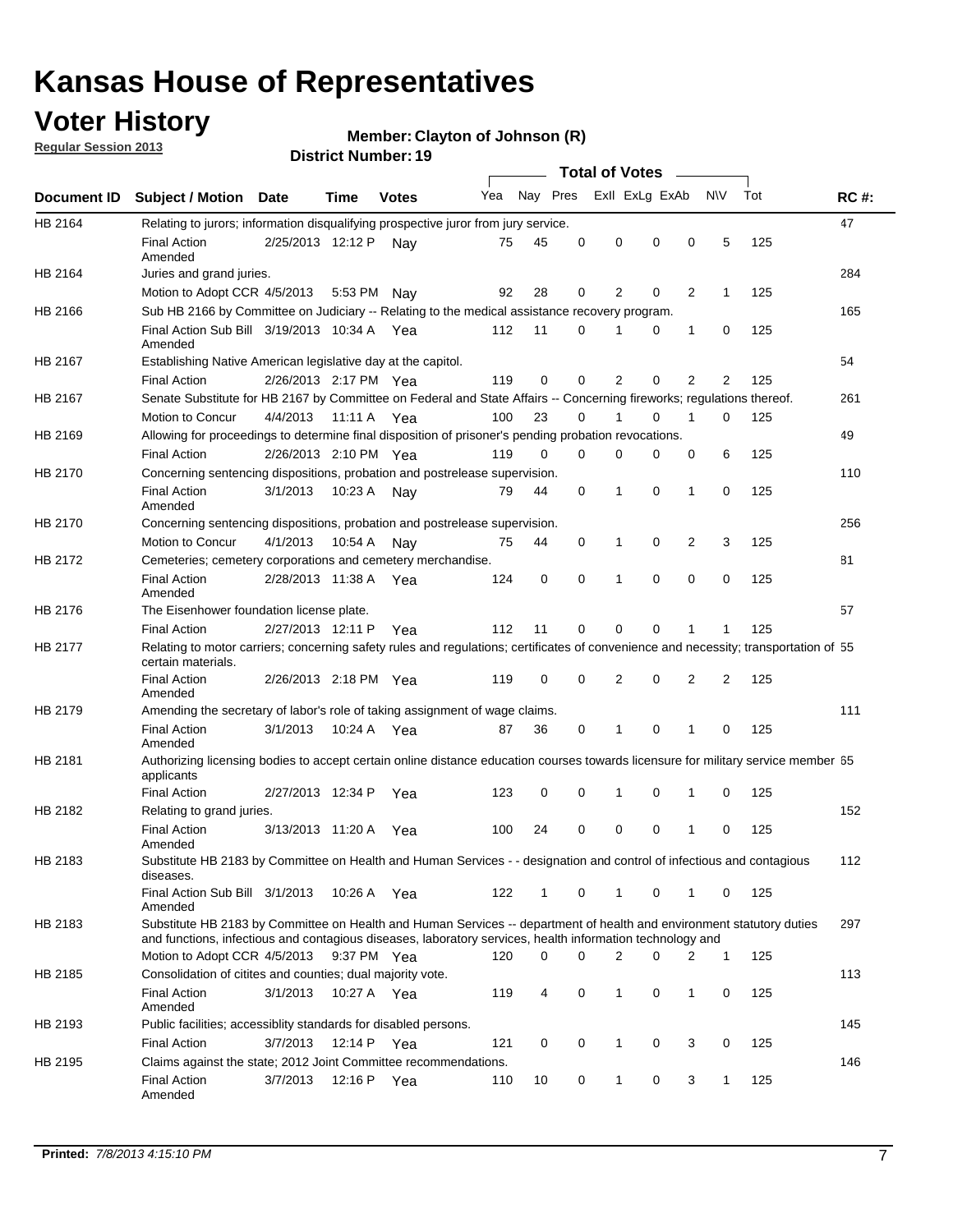# Kansas House of Representatives

## Voter History

**Regular Session 2013**

**Member: Clayton of Johnson (R)**

**District Number: 19**

| Document ID | Subject / Motion | Date | Time | Votes | Yea | Nay | Pres | ExlI | ExLg | ExAb | N\V | Tot | RC #: |
|---|---|---|---|---|---|---|---|---|---|---|---|---|---|
| HB 2164 | Relating to jurors; information disqualifying prospective juror from jury service. | | | | | | | | | | | | 47 |
| | Final Action Amended | 2/25/2013 | 12:12 P | Nay | 75 | 45 | 0 | 0 | 0 | 0 | 5 | 125 | |
| HB 2164 | Juries and grand juries. | | | | | | | | | | | | 284 |
| | Motion to Adopt CCR | 4/5/2013 | 5:53 PM | Nay | 92 | 28 | 0 | 2 | 0 | 2 | 1 | 125 | |
| HB 2166 | Sub HB 2166 by Committee on Judiciary -- Relating to the medical assistance recovery program. | | | | | | | | | | | | 165 |
| | Final Action Sub Bill Amended | 3/19/2013 | 10:34 A | Yea | 112 | 11 | 0 | 1 | 0 | 1 | 0 | 125 | |
| HB 2167 | Establishing Native American legislative day at the capitol. | | | | | | | | | | | | 54 |
| | Final Action | 2/26/2013 | 2:17 PM | Yea | 119 | 0 | 0 | 2 | 0 | 2 | 2 | 125 | |
| HB 2167 | Senate Substitute for HB 2167 by Committee on Federal and State Affairs -- Concerning fireworks; regulations thereof. | | | | | | | | | | | | 261 |
| | Motion to Concur | 4/4/2013 | 11:11 A | Yea | 100 | 23 | 0 | 1 | 0 | 1 | 0 | 125 | |
| HB 2169 | Allowing for proceedings to determine final disposition of prisoner's pending probation revocations. | | | | | | | | | | | | 49 |
| | Final Action | 2/26/2013 | 2:10 PM | Yea | 119 | 0 | 0 | 0 | 0 | 0 | 6 | 125 | |
| HB 2170 | Concerning sentencing dispositions, probation and postrelease supervision. | | | | | | | | | | | | 110 |
| | Final Action Amended | 3/1/2013 | 10:23 A | Nay | 79 | 44 | 0 | 1 | 0 | 1 | 0 | 125 | |
| HB 2170 | Concerning sentencing dispositions, probation and postrelease supervision. | | | | | | | | | | | | 256 |
| | Motion to Concur | 4/1/2013 | 10:54 A | Nay | 75 | 44 | 0 | 1 | 0 | 2 | 3 | 125 | |
| HB 2172 | Cemeteries; cemetery corporations and cemetery merchandise. | | | | | | | | | | | | 81 |
| | Final Action Amended | 2/28/2013 | 11:38 A | Yea | 124 | 0 | 0 | 1 | 0 | 0 | 0 | 125 | |
| HB 2176 | The Eisenhower foundation license plate. | | | | | | | | | | | | 57 |
| | Final Action | 2/27/2013 | 12:11 P | Yea | 112 | 11 | 0 | 0 | 0 | 1 | 1 | 125 | |
| HB 2177 | Relating to motor carriers; concerning safety rules and regulations; certificates of convenience and necessity; transportation of certain materials. | | | | | | | | | | | | 55 |
| | Final Action Amended | 2/26/2013 | 2:18 PM | Yea | 119 | 0 | 0 | 2 | 0 | 2 | 2 | 125 | |
| HB 2179 | Amending the secretary of labor's role of taking assignment of wage claims. | | | | | | | | | | | | 111 |
| | Final Action Amended | 3/1/2013 | 10:24 A | Yea | 87 | 36 | 0 | 1 | 0 | 1 | 0 | 125 | |
| HB 2181 | Authorizing licensing bodies to accept certain online distance education courses towards licensure for military service member applicants | | | | | | | | | | | | 65 |
| | Final Action | 2/27/2013 | 12:34 P | Yea | 123 | 0 | 0 | 1 | 0 | 1 | 0 | 125 | |
| HB 2182 | Relating to grand juries. | | | | | | | | | | | | 152 |
| | Final Action Amended | 3/13/2013 | 11:20 A | Yea | 100 | 24 | 0 | 0 | 0 | 1 | 0 | 125 | |
| HB 2183 | Substitute HB 2183 by Committee on Health and Human Services - - designation and control of infectious and contagious diseases. | | | | | | | | | | | | 112 |
| | Final Action Sub Bill Amended | 3/1/2013 | 10:26 A | Yea | 122 | 1 | 0 | 1 | 0 | 1 | 0 | 125 | |
| HB 2183 | Substitute HB 2183 by Committee on Health and Human Services -- department of health and environment statutory duties and functions, infectious and contagious diseases, laboratory services, health information technology and | | | | | | | | | | | | 297 |
| | Motion to Adopt CCR | 4/5/2013 | 9:37 PM | Yea | 120 | 0 | 0 | 2 | 0 | 2 | 1 | 125 | |
| HB 2185 | Consolidation of citites and counties; dual majority vote. | | | | | | | | | | | | 113 |
| | Final Action Amended | 3/1/2013 | 10:27 A | Yea | 119 | 4 | 0 | 1 | 0 | 1 | 0 | 125 | |
| HB 2193 | Public facilities; accessiblity standards for disabled persons. | | | | | | | | | | | | 145 |
| | Final Action | 3/7/2013 | 12:14 P | Yea | 121 | 0 | 0 | 1 | 0 | 3 | 0 | 125 | |
| HB 2195 | Claims against the state; 2012 Joint Committee recommendations. | | | | | | | | | | | | 146 |
| | Final Action Amended | 3/7/2013 | 12:16 P | Yea | 110 | 10 | 0 | 1 | 0 | 3 | 1 | 125 | |

**Printed:** *7/8/2013 4:15:10 PM*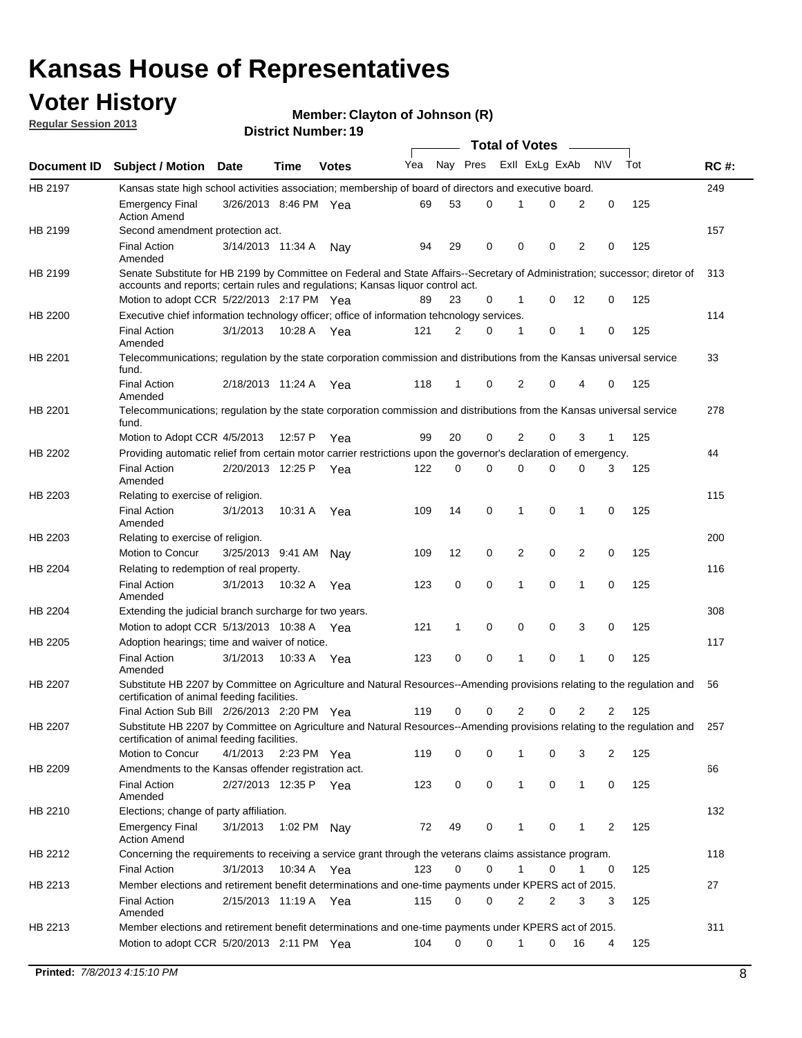# Kansas House of Representatives

## Voter History

**Regular Session 2013**

**Member: Clayton of Johnson (R)**

**District Number: 19**

| Document ID | Subject / Motion | Date | Time | Votes | Yea | Nay | Pres | ExII | ExLg | ExAb | N\V | Tot | RC #: |
|---|---|---|---|---|---|---|---|---|---|---|---|---|---|
| HB 2197 | Kansas state high school activities association; membership of board of directors and executive board. | | | | | | | | | | | | 249 |
| | Emergency Final Action Amend | 3/26/2013 | 8:46 PM | Yea | 69 | 53 | 0 | 1 | 0 | 2 | 0 | 125 | |
| HB 2199 | Second amendment protection act. | | | | | | | | | | | | 157 |
| | Final Action Amended | 3/14/2013 | 11:34 A | Nay | 94 | 29 | 0 | 0 | 0 | 2 | 0 | 125 | |
| HB 2199 | Senate Substitute for HB 2199 by Committee on Federal and State Affairs--Secretary of Administration; successor; diretor of accounts and reports; certain rules and regulations; Kansas liquor control act. | | | | | | | | | | | | 313 |
| | Motion to adopt CCR | 5/22/2013 | 2:17 PM | Yea | 89 | 23 | 0 | 1 | 0 | 12 | 0 | 125 | |
| HB 2200 | Executive chief information technology officer; office of information tehcnology services. | | | | | | | | | | | | 114 |
| | Final Action Amended | 3/1/2013 | 10:28 A | Yea | 121 | 2 | 0 | 1 | 0 | 1 | 0 | 125 | |
| HB 2201 | Telecommunications; regulation by the state corporation commission and distributions from the Kansas universal service fund. | | | | | | | | | | | | 33 |
| | Final Action Amended | 2/18/2013 | 11:24 A | Yea | 118 | 1 | 0 | 2 | 0 | 4 | 0 | 125 | |
| HB 2201 | Telecommunications; regulation by the state corporation commission and distributions from the Kansas universal service fund. | | | | | | | | | | | | 278 |
| | Motion to Adopt CCR | 4/5/2013 | 12:57 P | Yea | 99 | 20 | 0 | 2 | 0 | 3 | 1 | 125 | |
| HB 2202 | Providing automatic relief from certain motor carrier restrictions upon the governor's declaration of emergency. | | | | | | | | | | | | 44 |
| | Final Action Amended | 2/20/2013 | 12:25 P | Yea | 122 | 0 | 0 | 0 | 0 | 0 | 3 | 125 | |
| HB 2203 | Relating to exercise of religion. | | | | | | | | | | | | 115 |
| | Final Action Amended | 3/1/2013 | 10:31 A | Yea | 109 | 14 | 0 | 1 | 0 | 1 | 0 | 125 | |
| HB 2203 | Relating to exercise of religion. | | | | | | | | | | | | 200 |
| | Motion to Concur | 3/25/2013 | 9:41 AM | Nay | 109 | 12 | 0 | 2 | 0 | 2 | 0 | 125 | |
| HB 2204 | Relating to redemption of real property. | | | | | | | | | | | | 116 |
| | Final Action Amended | 3/1/2013 | 10:32 A | Yea | 123 | 0 | 0 | 1 | 0 | 1 | 0 | 125 | |
| HB 2204 | Extending the judicial branch surcharge for two years. | | | | | | | | | | | | 308 |
| | Motion to adopt CCR | 5/13/2013 | 10:38 A | Yea | 121 | 1 | 0 | 0 | 0 | 3 | 0 | 125 | |
| HB 2205 | Adoption hearings; time and waiver of notice. | | | | | | | | | | | | 117 |
| | Final Action Amended | 3/1/2013 | 10:33 A | Yea | 123 | 0 | 0 | 1 | 0 | 1 | 0 | 125 | |
| HB 2207 | Substitute HB 2207 by Committee on Agriculture and Natural Resources--Amending provisions relating to the regulation and certification of animal feeding facilities. | | | | | | | | | | | | 56 |
| | Final Action Sub Bill | 2/26/2013 | 2:20 PM | Yea | 119 | 0 | 0 | 2 | 0 | 2 | 2 | 125 | |
| HB 2207 | Substitute HB 2207 by Committee on Agriculture and Natural Resources--Amending provisions relating to the regulation and certification of animal feeding facilities. | | | | | | | | | | | | 257 |
| | Motion to Concur | 4/1/2013 | 2:23 PM | Yea | 119 | 0 | 0 | 1 | 0 | 3 | 2 | 125 | |
| HB 2209 | Amendments to the Kansas offender registration act. | | | | | | | | | | | | 66 |
| | Final Action Amended | 2/27/2013 | 12:35 P | Yea | 123 | 0 | 0 | 1 | 0 | 1 | 0 | 125 | |
| HB 2210 | Elections; change of party affiliation. | | | | | | | | | | | | 132 |
| | Emergency Final Action Amend | 3/1/2013 | 1:02 PM | Nay | 72 | 49 | 0 | 1 | 0 | 1 | 2 | 125 | |
| HB 2212 | Concerning the requirements to receiving a service grant through the veterans claims assistance program. | | | | | | | | | | | | 118 |
| | Final Action | 3/1/2013 | 10:34 A | Yea | 123 | 0 | 0 | 1 | 0 | 1 | 0 | 125 | |
| HB 2213 | Member elections and retirement benefit determinations and one-time payments under KPERS act of 2015. | | | | | | | | | | | | 27 |
| | Final Action Amended | 2/15/2013 | 11:19 A | Yea | 115 | 0 | 0 | 2 | 2 | 3 | 3 | 125 | |
| HB 2213 | Member elections and retirement benefit determinations and one-time payments under KPERS act of 2015. | | | | | | | | | | | | 311 |
| | Motion to adopt CCR | 5/20/2013 | 2:11 PM | Yea | 104 | 0 | 0 | 1 | 0 | 16 | 4 | 125 | |

**Printed:** *7/8/2013 4:15:10 PM*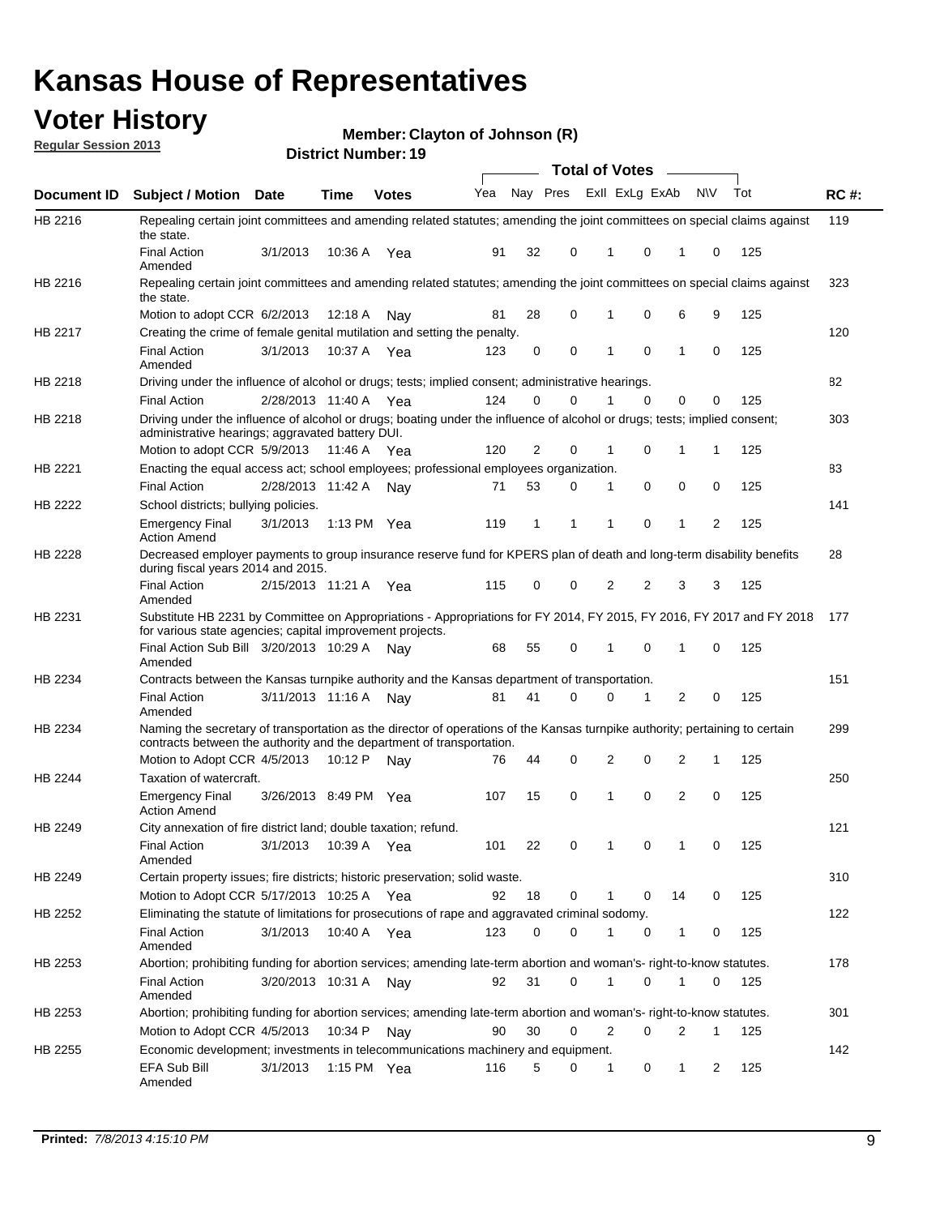# Kansas House of Representatives

## Voter History

**Regular Session 2013**

**Member: Clayton of Johnson (R)**

**District Number: 19**

| Document ID | Subject / Motion | Date | Time | Votes | Yea | Nay | Pres | ExII | ExLg | ExAb | N\V | Tot | RC #: |
|---|---|---|---|---|---|---|---|---|---|---|---|---|---|
| HB 2216 | Repealing certain joint committees and amending related statutes; amending the joint committees on special claims against the state. | | | | | | | | | | | | 119 |
| | Final Action Amended | 3/1/2013 | 10:36 A | Yea | 91 | 32 | 0 | 1 | 0 | 1 | 0 | 125 | |
| HB 2216 | Repealing certain joint committees and amending related statutes; amending the joint committees on special claims against the state. | | | | | | | | | | | | 323 |
| | Motion to adopt CCR | 6/2/2013 | 12:18 A | Nay | 81 | 28 | 0 | 1 | 0 | 6 | 9 | 125 | |
| HB 2217 | Creating the crime of female genital mutilation and setting the penalty. | | | | | | | | | | | | 120 |
| | Final Action Amended | 3/1/2013 | 10:37 A | Yea | 123 | 0 | 0 | 1 | 0 | 1 | 0 | 125 | |
| HB 2218 | Driving under the influence of alcohol or drugs; tests; implied consent; administrative hearings. | | | | | | | | | | | | 82 |
| | Final Action | 2/28/2013 | 11:40 A | Yea | 124 | 0 | 0 | 1 | 0 | 0 | 0 | 125 | |
| HB 2218 | Driving under the influence of alcohol or drugs; boating under the influence of alcohol or drugs; tests; implied consent; administrative hearings; aggravated battery DUI. | | | | | | | | | | | | 303 |
| | Motion to adopt CCR | 5/9/2013 | 11:46 A | Yea | 120 | 2 | 0 | 1 | 0 | 1 | 1 | 125 | |
| HB 2221 | Enacting the equal access act; school employees; professional employees organization. | | | | | | | | | | | | 83 |
| | Final Action | 2/28/2013 | 11:42 A | Nay | 71 | 53 | 0 | 1 | 0 | 0 | 0 | 125 | |
| HB 2222 | School districts; bullying policies. | | | | | | | | | | | | 141 |
| | Emergency Final Action Amend | 3/1/2013 | 1:13 PM | Yea | 119 | 1 | 1 | 1 | 0 | 1 | 2 | 125 | |
| HB 2228 | Decreased employer payments to group insurance reserve fund for KPERS plan of death and long-term disability benefits during fiscal years 2014 and 2015. | | | | | | | | | | | | 28 |
| | Final Action Amended | 2/15/2013 | 11:21 A | Yea | 115 | 0 | 0 | 2 | 2 | 3 | 3 | 125 | |
| HB 2231 | Substitute HB 2231 by Committee on Appropriations - Appropriations for FY 2014, FY 2015, FY 2016, FY 2017 and FY 2018 for various state agencies; capital improvement projects. | | | | | | | | | | | | 177 |
| | Final Action Sub Bill Amended | 3/20/2013 | 10:29 A | Nay | 68 | 55 | 0 | 1 | 0 | 1 | 0 | 125 | |
| HB 2234 | Contracts between the Kansas turnpike authority and the Kansas department of transportation. | | | | | | | | | | | | 151 |
| | Final Action Amended | 3/11/2013 | 11:16 A | Nay | 81 | 41 | 0 | 0 | 1 | 2 | 0 | 125 | |
| HB 2234 | Naming the secretary of transportation as the director of operations of the Kansas turnpike authority; pertaining to certain contracts between the authority and the department of transportation. | | | | | | | | | | | | 299 |
| | Motion to Adopt CCR | 4/5/2013 | 10:12 P | Nay | 76 | 44 | 0 | 2 | 0 | 2 | 1 | 125 | |
| HB 2244 | Taxation of watercraft. | | | | | | | | | | | | 250 |
| | Emergency Final Action Amend | 3/26/2013 | 8:49 PM | Yea | 107 | 15 | 0 | 1 | 0 | 2 | 0 | 125 | |
| HB 2249 | City annexation of fire district land; double taxation; refund. | | | | | | | | | | | | 121 |
| | Final Action Amended | 3/1/2013 | 10:39 A | Yea | 101 | 22 | 0 | 1 | 0 | 1 | 0 | 125 | |
| HB 2249 | Certain property issues; fire districts; historic preservation; solid waste. | | | | | | | | | | | | 310 |
| | Motion to Adopt CCR | 5/17/2013 | 10:25 A | Yea | 92 | 18 | 0 | 1 | 0 | 14 | 0 | 125 | |
| HB 2252 | Eliminating the statute of limitations for prosecutions of rape and aggravated criminal sodomy. | | | | | | | | | | | | 122 |
| | Final Action Amended | 3/1/2013 | 10:40 A | Yea | 123 | 0 | 0 | 1 | 0 | 1 | 0 | 125 | |
| HB 2253 | Abortion; prohibiting funding for abortion services; amending late-term abortion and woman's- right-to-know statutes. | | | | | | | | | | | | 178 |
| | Final Action Amended | 3/20/2013 | 10:31 A | Nay | 92 | 31 | 0 | 1 | 0 | 1 | 0 | 125 | |
| HB 2253 | Abortion; prohibiting funding for abortion services; amending late-term abortion and woman's- right-to-know statutes. | | | | | | | | | | | | 301 |
| | Motion to Adopt CCR | 4/5/2013 | 10:34 P | Nay | 90 | 30 | 0 | 2 | 0 | 2 | 1 | 125 | |
| HB 2255 | Economic development; investments in telecommunications machinery and equipment. | | | | | | | | | | | | 142 |
| | EFA Sub Bill Amended | 3/1/2013 | 1:15 PM | Yea | 116 | 5 | 0 | 1 | 0 | 1 | 2 | 125 | |

**Printed:** *7/8/2013 4:15:10 PM*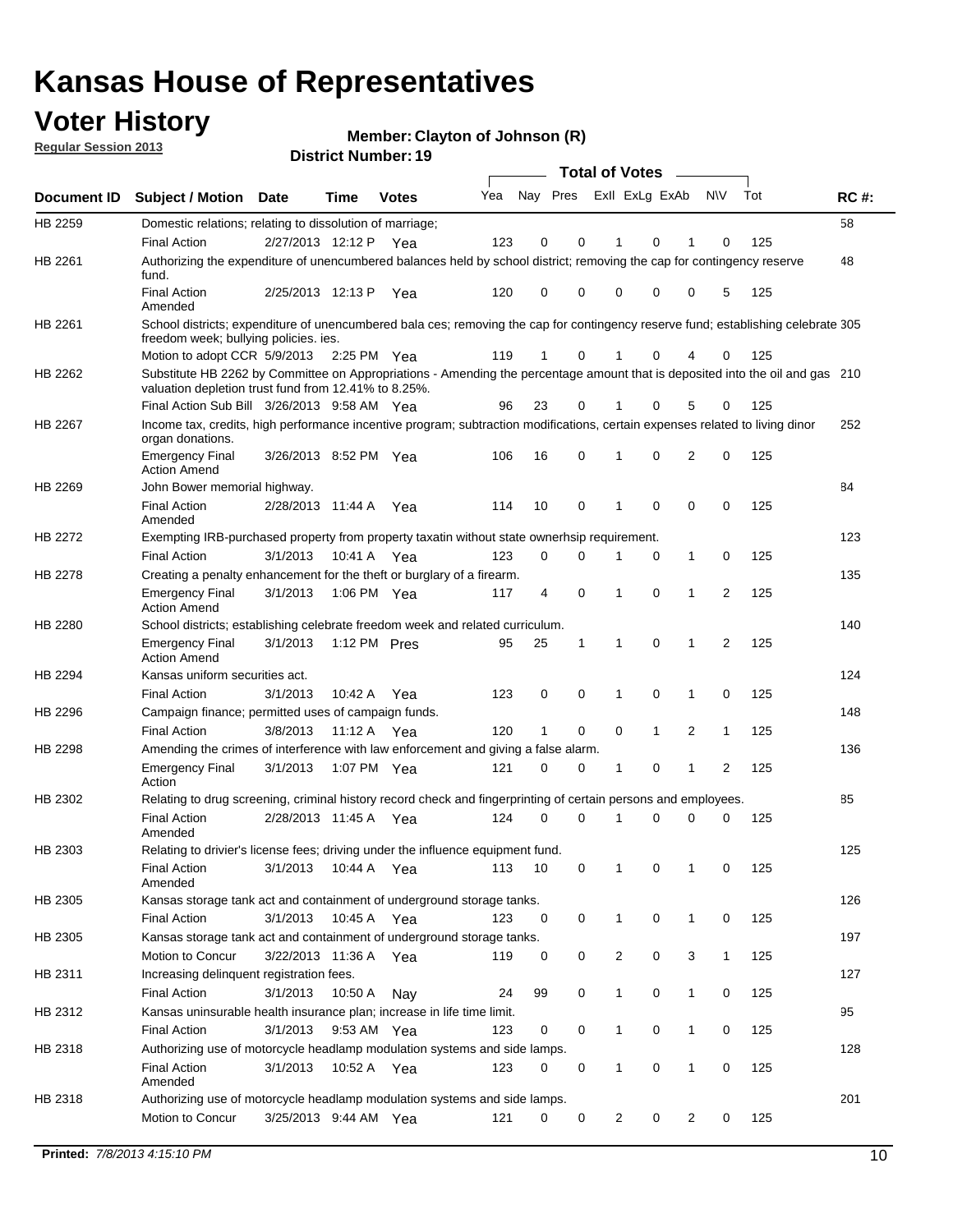# Kansas House of Representatives

## Voter History

**Regular Session 2013**

**Member: Clayton of Johnson (R)**

**District Number: 19**

| Document ID | Subject / Motion | Date | Time | Votes | Yea | Nay | Pres | ExII | ExLg | ExAb | N\V | Tot | RC #: |
|---|---|---|---|---|---|---|---|---|---|---|---|---|---|
| HB 2259 | Domestic relations; relating to dissolution of marriage; | | | | | | | | | | | | 58 |
| | Final Action | 2/27/2013 | 12:12 P | Yea | 123 | 0 | 0 | 1 | 0 | 1 | 0 | 125 | |
| HB 2261 | Authorizing the expenditure of unencumbered balances held by school district; removing the cap for contingency reserve fund. | | | | | | | | | | | | 48 |
| | Final Action Amended | 2/25/2013 | 12:13 P | Yea | 120 | 0 | 0 | 0 | 0 | 0 | 5 | 125 | |
| HB 2261 | School districts; expenditure of unencumbered bala ces; removing the cap for contingency reserve fund; establishing celebrate freedom week; bullying policies. ies. | | | | | | | | | | | | 305 |
| | Motion to adopt CCR | 5/9/2013 | 2:25 PM | Yea | 119 | 1 | 0 | 1 | 0 | 4 | 0 | 125 | |
| HB 2262 | Substitute HB 2262 by Committee on Appropriations - Amending the percentage amount that is deposited into the oil and gas valuation depletion trust fund from 12.41% to 8.25%. | | | | | | | | | | | | 210 |
| | Final Action Sub Bill | 3/26/2013 | 9:58 AM | Yea | 96 | 23 | 0 | 1 | 0 | 5 | 0 | 125 | |
| HB 2267 | Income tax, credits, high performance incentive program; subtraction modifications, certain expenses related to living dinor organ donations. | | | | | | | | | | | | 252 |
| | Emergency Final Action Amend | 3/26/2013 | 8:52 PM | Yea | 106 | 16 | 0 | 1 | 0 | 2 | 0 | 125 | |
| HB 2269 | John Bower memorial highway. | | | | | | | | | | | | 84 |
| | Final Action Amended | 2/28/2013 | 11:44 A | Yea | 114 | 10 | 0 | 1 | 0 | 0 | 0 | 125 | |
| HB 2272 | Exempting IRB-purchased property from property taxatin without state ownerhsip requirement. | | | | | | | | | | | | 123 |
| | Final Action | 3/1/2013 | 10:41 A | Yea | 123 | 0 | 0 | 1 | 0 | 1 | 0 | 125 | |
| HB 2278 | Creating a penalty enhancement for the theft or burglary of a firearm. | | | | | | | | | | | | 135 |
| | Emergency Final Action Amend | 3/1/2013 | 1:06 PM | Yea | 117 | 4 | 0 | 1 | 0 | 1 | 2 | 125 | |
| HB 2280 | School districts; establishing celebrate freedom week and related curriculum. | | | | | | | | | | | | 140 |
| | Emergency Final Action Amend | 3/1/2013 | 1:12 PM | Pres | 95 | 25 | 1 | 1 | 0 | 1 | 2 | 125 | |
| HB 2294 | Kansas uniform securities act. | | | | | | | | | | | | 124 |
| | Final Action | 3/1/2013 | 10:42 A | Yea | 123 | 0 | 0 | 1 | 0 | 1 | 0 | 125 | |
| HB 2296 | Campaign finance; permitted uses of campaign funds. | | | | | | | | | | | | 148 |
| | Final Action | 3/8/2013 | 11:12 A | Yea | 120 | 1 | 0 | 0 | 1 | 2 | 1 | 125 | |
| HB 2298 | Amending the crimes of interference with law enforcement and giving a false alarm. | | | | | | | | | | | | 136 |
| | Emergency Final Action | 3/1/2013 | 1:07 PM | Yea | 121 | 0 | 0 | 1 | 0 | 1 | 2 | 125 | |
| HB 2302 | Relating to drug screening, criminal history record check and fingerprinting of certain persons and employees. | | | | | | | | | | | | 85 |
| | Final Action Amended | 2/28/2013 | 11:45 A | Yea | 124 | 0 | 0 | 1 | 0 | 0 | 0 | 125 | |
| HB 2303 | Relating to drivier's license fees; driving under the influence equipment fund. | | | | | | | | | | | | 125 |
| | Final Action Amended | 3/1/2013 | 10:44 A | Yea | 113 | 10 | 0 | 1 | 0 | 1 | 0 | 125 | |
| HB 2305 | Kansas storage tank act and containment of underground storage tanks. | | | | | | | | | | | | 126 |
| | Final Action | 3/1/2013 | 10:45 A | Yea | 123 | 0 | 0 | 1 | 0 | 1 | 0 | 125 | |
| HB 2305 | Kansas storage tank act and containment of underground storage tanks. | | | | | | | | | | | | 197 |
| | Motion to Concur | 3/22/2013 | 11:36 A | Yea | 119 | 0 | 0 | 2 | 0 | 3 | 1 | 125 | |
| HB 2311 | Increasing delinquent registration fees. | | | | | | | | | | | | 127 |
| | Final Action | 3/1/2013 | 10:50 A | Nay | 24 | 99 | 0 | 1 | 0 | 1 | 0 | 125 | |
| HB 2312 | Kansas uninsurable health insurance plan; increase in life time limit. | | | | | | | | | | | | 95 |
| | Final Action | 3/1/2013 | 9:53 AM | Yea | 123 | 0 | 0 | 1 | 0 | 1 | 0 | 125 | |
| HB 2318 | Authorizing use of motorcycle headlamp modulation systems and side lamps. | | | | | | | | | | | | 128 |
| | Final Action Amended | 3/1/2013 | 10:52 A | Yea | 123 | 0 | 0 | 1 | 0 | 1 | 0 | 125 | |
| HB 2318 | Authorizing use of motorcycle headlamp modulation systems and side lamps. | | | | | | | | | | | | 201 |
| | Motion to Concur | 3/25/2013 | 9:44 AM | Yea | 121 | 0 | 0 | 2 | 0 | 2 | 0 | 125 | |

**Printed:** *7/8/2013 4:15:10 PM*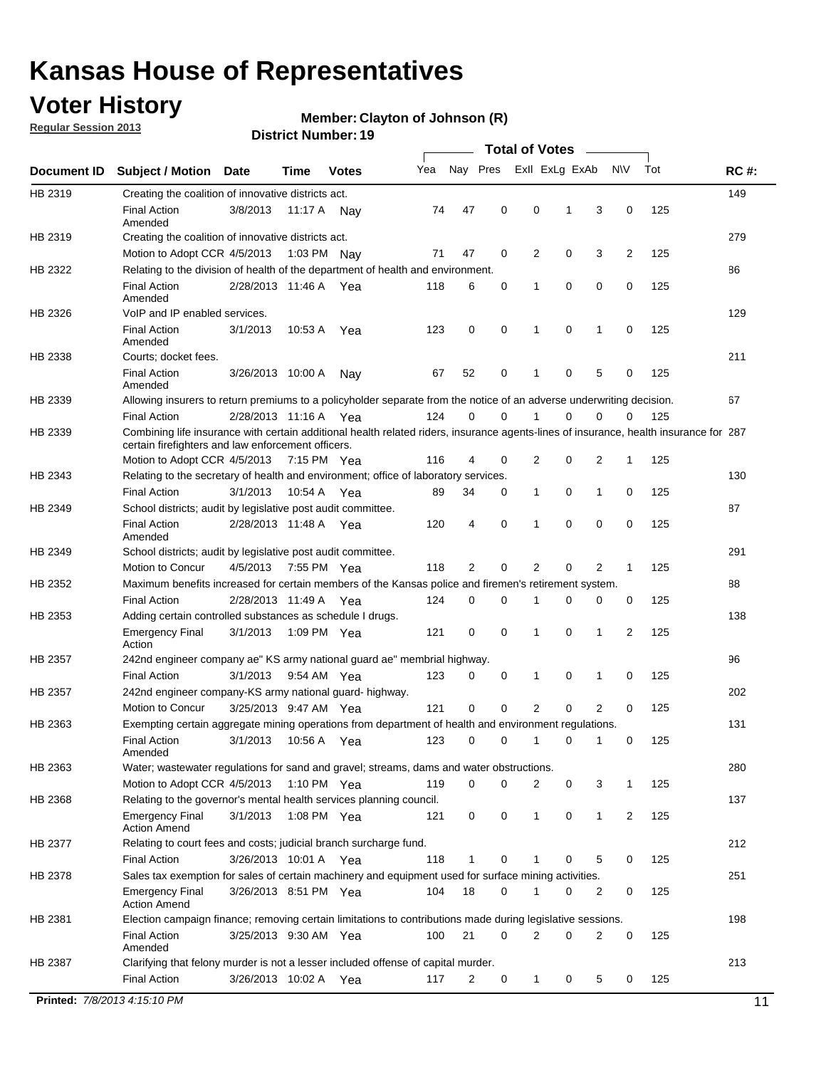# Kansas House of Representatives

## Voter History

**Regular Session 2013**

**Member: Clayton of Johnson (R)**

**District Number: 19**

| Document ID | Subject / Motion | Date | Time | Votes | Yea | Nay | Pres | ExII | ExLg | ExAb | N\V | Tot | RC #: |
|---|---|---|---|---|---|---|---|---|---|---|---|---|---|
| HB 2319 | Creating the coalition of innovative districts act. | | | | | | | | | | | | 149 |
| | Final Action Amended | 3/8/2013 | 11:17 A | Nay | 74 | 47 | 0 | 0 | 1 | 3 | 0 | 125 | |
| HB 2319 | Creating the coalition of innovative districts act. | | | | | | | | | | | | 279 |
| | Motion to Adopt CCR | 4/5/2013 | 1:03 PM | Nay | 71 | 47 | 0 | 2 | 0 | 3 | 2 | 125 | |
| HB 2322 | Relating to the division of health of the department of health and environment. | | | | | | | | | | | | 86 |
| | Final Action Amended | 2/28/2013 | 11:46 A | Yea | 118 | 6 | 0 | 1 | 0 | 0 | 0 | 125 | |
| HB 2326 | VoIP and IP enabled services. | | | | | | | | | | | | 129 |
| | Final Action Amended | 3/1/2013 | 10:53 A | Yea | 123 | 0 | 0 | 1 | 0 | 1 | 0 | 125 | |
| HB 2338 | Courts; docket fees. | | | | | | | | | | | | 211 |
| | Final Action Amended | 3/26/2013 | 10:00 A | Nay | 67 | 52 | 0 | 1 | 0 | 5 | 0 | 125 | |
| HB 2339 | Allowing insurers to return premiums to a policyholder separate from the notice of an adverse underwriting decision. | | | | | | | | | | | | 67 |
| | Final Action | 2/28/2013 | 11:16 A | Yea | 124 | 0 | 0 | 1 | 0 | 0 | 0 | 125 | |
| HB 2339 | Combining life insurance with certain additional health related riders, insurance agents-lines of insurance, health insurance for certain firefighters and law enforcement officers. | | | | | | | | | | | | 287 |
| | Motion to Adopt CCR | 4/5/2013 | 7:15 PM | Yea | 116 | 4 | 0 | 2 | 0 | 2 | 1 | 125 | |
| HB 2343 | Relating to the secretary of health and environment; office of laboratory services. | | | | | | | | | | | | 130 |
| | Final Action | 3/1/2013 | 10:54 A | Yea | 89 | 34 | 0 | 1 | 0 | 1 | 0 | 125 | |
| HB 2349 | School districts; audit by legislative post audit committee. | | | | | | | | | | | | 87 |
| | Final Action Amended | 2/28/2013 | 11:48 A | Yea | 120 | 4 | 0 | 1 | 0 | 0 | 0 | 125 | |
| HB 2349 | School districts; audit by legislative post audit committee. | | | | | | | | | | | | 291 |
| | Motion to Concur | 4/5/2013 | 7:55 PM | Yea | 118 | 2 | 0 | 2 | 0 | 2 | 1 | 125 | |
| HB 2352 | Maximum benefits increased for certain members of the Kansas police and firemen's retirement system. | | | | | | | | | | | | 88 |
| | Final Action | 2/28/2013 | 11:49 A | Yea | 124 | 0 | 0 | 1 | 0 | 0 | 0 | 125 | |
| HB 2353 | Adding certain controlled substances as schedule I drugs. | | | | | | | | | | | | 138 |
| | Emergency Final Action | 3/1/2013 | 1:09 PM | Yea | 121 | 0 | 0 | 1 | 0 | 1 | 2 | 125 | |
| HB 2357 | 242nd engineer company ae" KS army national guard ae" membrial highway. | | | | | | | | | | | | 96 |
| | Final Action | 3/1/2013 | 9:54 AM | Yea | 123 | 0 | 0 | 1 | 0 | 1 | 0 | 125 | |
| HB 2357 | 242nd engineer company-KS army national guard- highway. | | | | | | | | | | | | 202 |
| | Motion to Concur | 3/25/2013 | 9:47 AM | Yea | 121 | 0 | 0 | 2 | 0 | 2 | 0 | 125 | |
| HB 2363 | Exempting certain aggregate mining operations from department of health and environment regulations. | | | | | | | | | | | | 131 |
| | Final Action Amended | 3/1/2013 | 10:56 A | Yea | 123 | 0 | 0 | 1 | 0 | 1 | 0 | 125 | |
| HB 2363 | Water; wastewater regulations for sand and gravel; streams, dams and water obstructions. | | | | | | | | | | | | 280 |
| | Motion to Adopt CCR | 4/5/2013 | 1:10 PM | Yea | 119 | 0 | 0 | 2 | 0 | 3 | 1 | 125 | |
| HB 2368 | Relating to the governor's mental health services planning council. | | | | | | | | | | | | 137 |
| | Emergency Final Action Amend | 3/1/2013 | 1:08 PM | Yea | 121 | 0 | 0 | 1 | 0 | 1 | 2 | 125 | |
| HB 2377 | Relating to court fees and costs; judicial branch surcharge fund. | | | | | | | | | | | | 212 |
| | Final Action | 3/26/2013 | 10:01 A | Yea | 118 | 1 | 0 | 1 | 0 | 5 | 0 | 125 | |
| HB 2378 | Sales tax exemption for sales of certain machinery and equipment used for surface mining activities. | | | | | | | | | | | | 251 |
| | Emergency Final Action Amend | 3/26/2013 | 8:51 PM | Yea | 104 | 18 | 0 | 1 | 0 | 2 | 0 | 125 | |
| HB 2381 | Election campaign finance; removing certain limitations to contributions made during legislative sessions. | | | | | | | | | | | | 198 |
| | Final Action Amended | 3/25/2013 | 9:30 AM | Yea | 100 | 21 | 0 | 2 | 0 | 2 | 0 | 125 | |
| HB 2387 | Clarifying that felony murder is not a lesser included offense of capital murder. | | | | | | | | | | | | 213 |
| | Final Action | 3/26/2013 | 10:02 A | Yea | 117 | 2 | 0 | 1 | 0 | 5 | 0 | 125 | |

**Printed:** *7/8/2013 4:15:10 PM*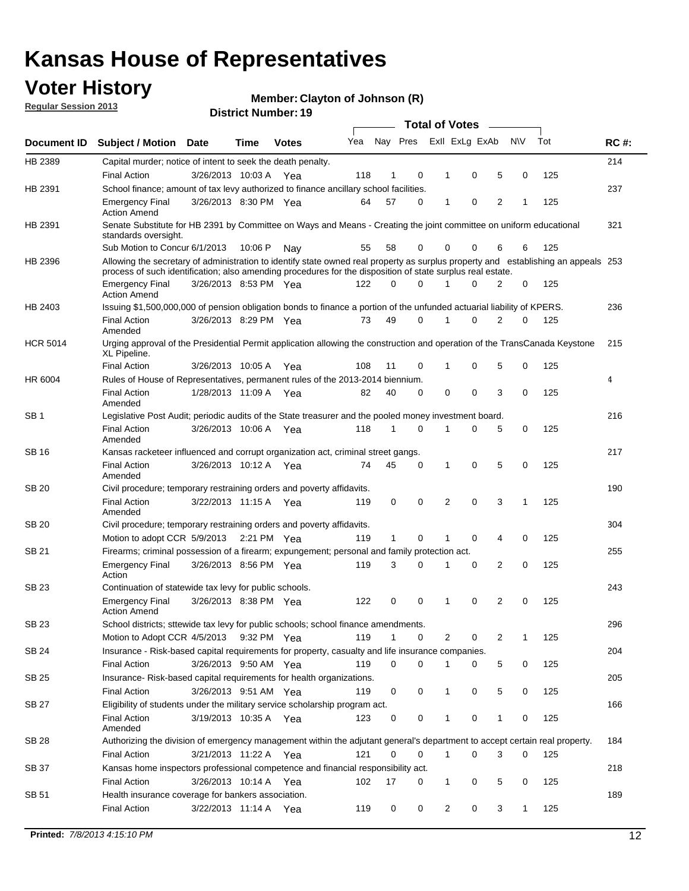# Kansas House of Representatives

## Voter History

**Regular Session 2013**

**Member: Clayton of Johnson (R)**

**District Number: 19**

| Document ID | Subject / Motion | Date | Time | Votes | Yea | Nay | Pres | ExII | ExLg | ExAb | N\V | Tot | RC #: |
|---|---|---|---|---|---|---|---|---|---|---|---|---|---|
| HB 2389 | Capital murder; notice of intent to seek the death penalty. | | | | | | | | | | | | 214 |
| | Final Action | 3/26/2013 | 10:03 A | Yea | 118 | 1 | 0 | 1 | 0 | 5 | 0 | 125 | |
| HB 2391 | School finance; amount of tax levy authorized to finance ancillary school facilities. | | | | | | | | | | | | 237 |
| | Emergency Final Action Amend | 3/26/2013 | 8:30 PM | Yea | 64 | 57 | 0 | 1 | 0 | 2 | 1 | 125 | |
| HB 2391 | Senate Substitute for HB 2391 by Committee on Ways and Means - Creating the joint committee on uniform educational standards oversight. | | | | | | | | | | | | 321 |
| | Sub Motion to Concur | 6/1/2013 | 10:06 P | Nay | 55 | 58 | 0 | 0 | 0 | 6 | 6 | 125 | |
| HB 2396 | Allowing the secretary of administration to identify state owned real property as surplus property and establishing an appeals process of such identification; also amending procedures for the disposition of state surplus real estate. | | | | | | | | | | | | 253 |
| | Emergency Final Action Amend | 3/26/2013 | 8:53 PM | Yea | 122 | 0 | 0 | 1 | 0 | 2 | 0 | 125 | |
| HB 2403 | Issuing $1,500,000,000 of pension obligation bonds to finance a portion of the unfunded actuarial liability of KPERS. | | | | | | | | | | | | 236 |
| | Final Action Amended | 3/26/2013 | 8:29 PM | Yea | 73 | 49 | 0 | 1 | 0 | 2 | 0 | 125 | |
| HCR 5014 | Urging approval of the Presidential Permit application allowing the construction and operation of the TransCanada Keystone XL Pipeline. | | | | | | | | | | | | 215 |
| | Final Action | 3/26/2013 | 10:05 A | Yea | 108 | 11 | 0 | 1 | 0 | 5 | 0 | 125 | |
| HR 6004 | Rules of House of Representatives, permanent rules of the 2013-2014 biennium. | | | | | | | | | | | | 4 |
| | Final Action Amended | 1/28/2013 | 11:09 A | Yea | 82 | 40 | 0 | 0 | 0 | 3 | 0 | 125 | |
| SB 1 | Legislative Post Audit; periodic audits of the State treasurer and the pooled money investment board. | | | | | | | | | | | | 216 |
| | Final Action Amended | 3/26/2013 | 10:06 A | Yea | 118 | 1 | 0 | 1 | 0 | 5 | 0 | 125 | |
| SB 16 | Kansas racketeer influenced and corrupt organization act, criminal street gangs. | | | | | | | | | | | | 217 |
| | Final Action Amended | 3/26/2013 | 10:12 A | Yea | 74 | 45 | 0 | 1 | 0 | 5 | 0 | 125 | |
| SB 20 | Civil procedure; temporary restraining orders and poverty affidavits. | | | | | | | | | | | | 190 |
| | Final Action Amended | 3/22/2013 | 11:15 A | Yea | 119 | 0 | 0 | 2 | 0 | 3 | 1 | 125 | |
| SB 20 | Civil procedure; temporary restraining orders and poverty affidavits. | | | | | | | | | | | | 304 |
| | Motion to adopt CCR | 5/9/2013 | 2:21 PM | Yea | 119 | 1 | 0 | 1 | 0 | 4 | 0 | 125 | |
| SB 21 | Firearms; criminal possession of a firearm; expungement; personal and family protection act. | | | | | | | | | | | | 255 |
| | Emergency Final Action | 3/26/2013 | 8:56 PM | Yea | 119 | 3 | 0 | 1 | 0 | 2 | 0 | 125 | |
| SB 23 | Continuation of statewide tax levy for public schools. | | | | | | | | | | | | 243 |
| | Emergency Final Action Amend | 3/26/2013 | 8:38 PM | Yea | 122 | 0 | 0 | 1 | 0 | 2 | 0 | 125 | |
| SB 23 | School districts; sttewide tax levy for public schools; school finance amendments. | | | | | | | | | | | | 296 |
| | Motion to Adopt CCR | 4/5/2013 | 9:32 PM | Yea | 119 | 1 | 0 | 2 | 0 | 2 | 1 | 125 | |
| SB 24 | Insurance - Risk-based capital requirements for property, casualty and life insurance companies. | | | | | | | | | | | | 204 |
| | Final Action | 3/26/2013 | 9:50 AM | Yea | 119 | 0 | 0 | 1 | 0 | 5 | 0 | 125 | |
| SB 25 | Insurance- Risk-based capital requirements for health organizations. | | | | | | | | | | | | 205 |
| | Final Action | 3/26/2013 | 9:51 AM | Yea | 119 | 0 | 0 | 1 | 0 | 5 | 0 | 125 | |
| SB 27 | Eligibility of students under the military service scholarship program act. | | | | | | | | | | | | 166 |
| | Final Action Amended | 3/19/2013 | 10:35 A | Yea | 123 | 0 | 0 | 1 | 0 | 1 | 0 | 125 | |
| SB 28 | Authorizing the division of emergency management within the adjutant general's department to accept certain real property. | | | | | | | | | | | | 184 |
| | Final Action | 3/21/2013 | 11:22 A | Yea | 121 | 0 | 0 | 1 | 0 | 3 | 0 | 125 | |
| SB 37 | Kansas home inspectors professional competence and financial responsibility act. | | | | | | | | | | | | 218 |
| | Final Action | 3/26/2013 | 10:14 A | Yea | 102 | 17 | 0 | 1 | 0 | 5 | 0 | 125 | |
| SB 51 | Health insurance coverage for bankers association. | | | | | | | | | | | | 189 |
| | Final Action | 3/22/2013 | 11:14 A | Yea | 119 | 0 | 0 | 2 | 0 | 3 | 1 | 125 | |

**Printed:** *7/8/2013 4:15:10 PM*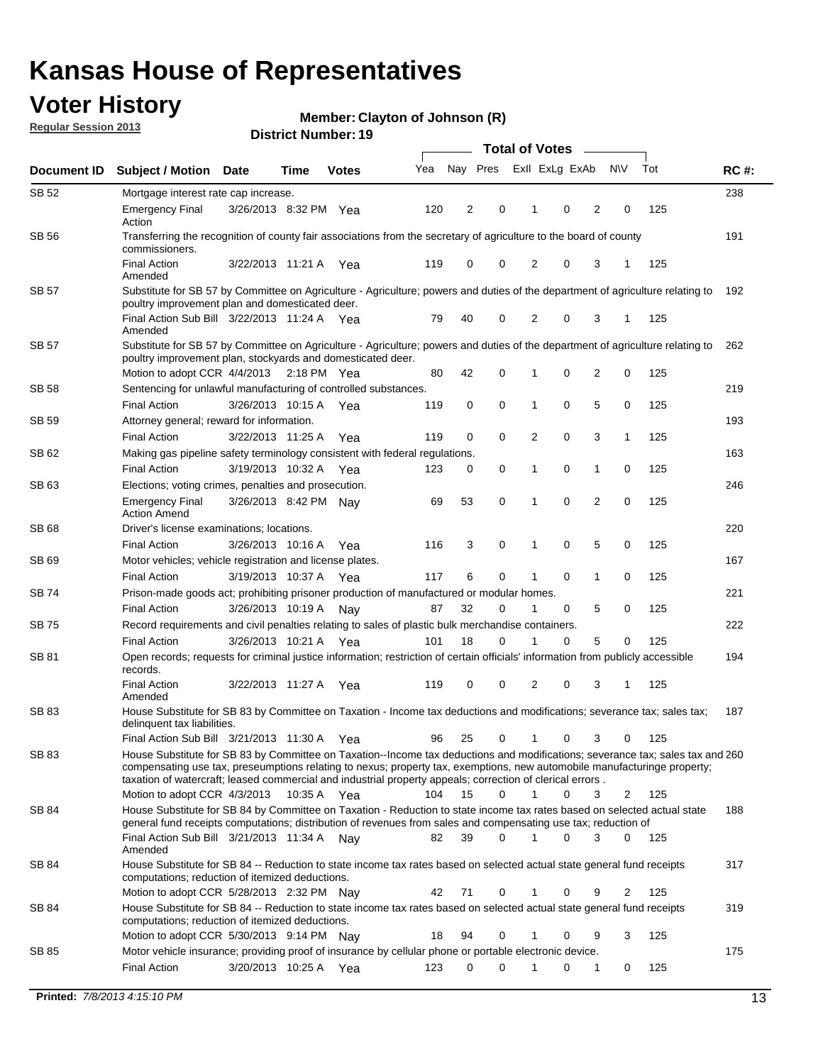# Kansas House of Representatives

## Voter History

**Regular Session 2013**

**Member: Clayton of Johnson (R)**

**District Number: 19**

| Document ID | Subject / Motion | Date | Time | Votes | Yea | Nay | Pres | ExII | ExLg | ExAb | N\V | Tot | RC #: |
|---|---|---|---|---|---|---|---|---|---|---|---|---|---|
| SB 52 | Mortgage interest rate cap increase. | | | | | | | | | | | | 238 |
| | Emergency Final Action | 3/26/2013 | 8:32 PM | Yea | 120 | 2 | 0 | 1 | 0 | 2 | 0 | 125 | |
| SB 56 | Transferring the recognition of county fair associations from the secretary of agriculture to the board of county commissioners. | | | | | | | | | | | | 191 |
| | Final Action Amended | 3/22/2013 | 11:21 A | Yea | 119 | 0 | 0 | 2 | 0 | 3 | 1 | 125 | |
| SB 57 | Substitute for SB 57 by Committee on Agriculture - Agriculture; powers and duties of the department of agriculture relating to poultry improvement plan and domesticated deer. | | | | | | | | | | | | 192 |
| | Final Action Sub Bill Amended | 3/22/2013 | 11:24 A | Yea | 79 | 40 | 0 | 2 | 0 | 3 | 1 | 125 | |
| SB 57 | Substitute for SB 57 by Committee on Agriculture - Agriculture; powers and duties of the department of agriculture relating to poultry improvement plan, stockyards and domesticated deer. | | | | | | | | | | | | 262 |
| | Motion to adopt CCR | 4/4/2013 | 2:18 PM | Yea | 80 | 42 | 0 | 1 | 0 | 2 | 0 | 125 | |
| SB 58 | Sentencing for unlawful manufacturing of controlled substances. | | | | | | | | | | | | 219 |
| | Final Action | 3/26/2013 | 10:15 A | Yea | 119 | 0 | 0 | 1 | 0 | 5 | 0 | 125 | |
| SB 59 | Attorney general; reward for information. | | | | | | | | | | | | 193 |
| | Final Action | 3/22/2013 | 11:25 A | Yea | 119 | 0 | 0 | 2 | 0 | 3 | 1 | 125 | |
| SB 62 | Making gas pipeline safety terminology consistent with federal regulations. | | | | | | | | | | | | 163 |
| | Final Action | 3/19/2013 | 10:32 A | Yea | 123 | 0 | 0 | 1 | 0 | 1 | 0 | 125 | |
| SB 63 | Elections; voting crimes, penalties and prosecution. | | | | | | | | | | | | 246 |
| | Emergency Final Action Amend | 3/26/2013 | 8:42 PM | Nay | 69 | 53 | 0 | 1 | 0 | 2 | 0 | 125 | |
| SB 68 | Driver's license examinations; locations. | | | | | | | | | | | | 220 |
| | Final Action | 3/26/2013 | 10:16 A | Yea | 116 | 3 | 0 | 1 | 0 | 5 | 0 | 125 | |
| SB 69 | Motor vehicles; vehicle registration and license plates. | | | | | | | | | | | | 167 |
| | Final Action | 3/19/2013 | 10:37 A | Yea | 117 | 6 | 0 | 1 | 0 | 1 | 0 | 125 | |
| SB 74 | Prison-made goods act; prohibiting prisoner production of manufactured or modular homes. | | | | | | | | | | | | 221 |
| | Final Action | 3/26/2013 | 10:19 A | Nay | 87 | 32 | 0 | 1 | 0 | 5 | 0 | 125 | |
| SB 75 | Record requirements and civil penalties relating to sales of plastic bulk merchandise containers. | | | | | | | | | | | | 222 |
| | Final Action | 3/26/2013 | 10:21 A | Yea | 101 | 18 | 0 | 1 | 0 | 5 | 0 | 125 | |
| SB 81 | Open records; requests for criminal justice information; restriction of certain officials' information from publicly accessible records. | | | | | | | | | | | | 194 |
| | Final Action Amended | 3/22/2013 | 11:27 A | Yea | 119 | 0 | 0 | 2 | 0 | 3 | 1 | 125 | |
| SB 83 | House Substitute for SB 83 by Committee on Taxation - Income tax deductions and modifications; severance tax; sales tax; delinquent tax liabilities. | | | | | | | | | | | | 187 |
| | Final Action Sub Bill | 3/21/2013 | 11:30 A | Yea | 96 | 25 | 0 | 1 | 0 | 3 | 0 | 125 | |
| SB 83 | House Substitute for SB 83 by Committee on Taxation--Income tax deductions and modifications; severance tax; sales tax and compensating use tax, preseumptions relating to nexus; property tax, exemptions, new automobile manufacturinge property; taxation of watercraft; leased commercial and industrial property appeals; correction of clerical errors . | | | | | | | | | | | | 260 |
| | Motion to adopt CCR | 4/3/2013 | 10:35 A | Yea | 104 | 15 | 0 | 1 | 0 | 3 | 2 | 125 | |
| SB 84 | House Substitute for SB 84 by Committee on Taxation - Reduction to state income tax rates based on selected actual state general fund receipts computations; distribution of revenues from sales and compensating use tax; reduction of | | | | | | | | | | | | 188 |
| | Final Action Sub Bill Amended | 3/21/2013 | 11:34 A | Nay | 82 | 39 | 0 | 1 | 0 | 3 | 0 | 125 | |
| SB 84 | House Substitute for SB 84 -- Reduction to state income tax rates based on selected actual state general fund receipts computations; reduction of itemized deductions. | | | | | | | | | | | | 317 |
| | Motion to adopt CCR | 5/28/2013 | 2:32 PM | Nay | 42 | 71 | 0 | 1 | 0 | 9 | 2 | 125 | |
| SB 84 | House Substitute for SB 84 -- Reduction to state income tax rates based on selected actual state general fund receipts computations; reduction of itemized deductions. | | | | | | | | | | | | 319 |
| | Motion to adopt CCR | 5/30/2013 | 9:14 PM | Nay | 18 | 94 | 0 | 1 | 0 | 9 | 3 | 125 | |
| SB 85 | Motor vehicle insurance; providing proof of insurance by cellular phone or portable electronic device. | | | | | | | | | | | | 175 |
| | Final Action | 3/20/2013 | 10:25 A | Yea | 123 | 0 | 0 | 1 | 0 | 1 | 0 | 125 | |

**Printed:** *7/8/2013 4:15:10 PM*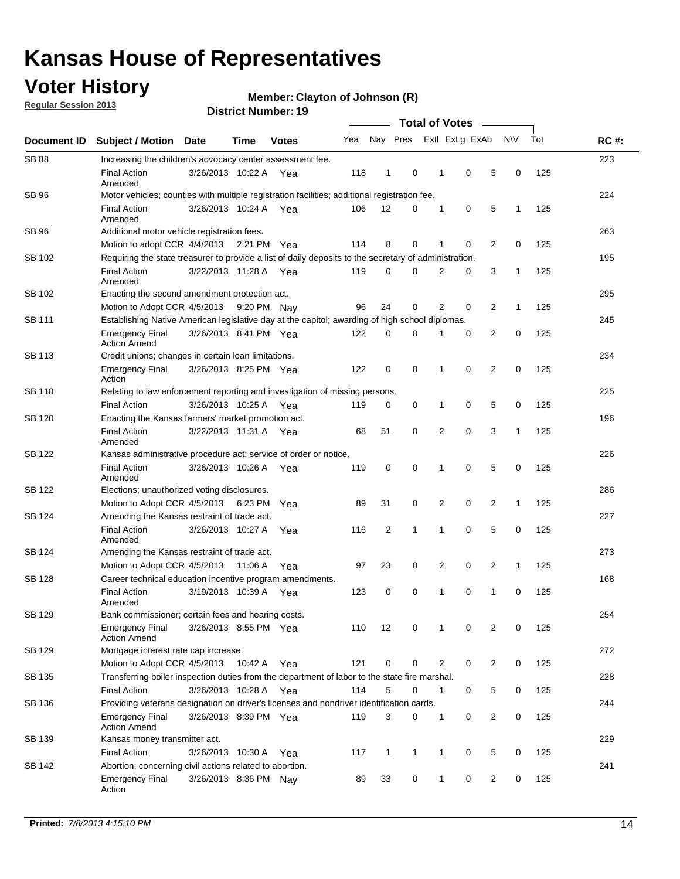# Kansas House of Representatives

## Voter History

**Regular Session 2013**

**Member: Clayton of Johnson (R)**

**District Number: 19**

| Document ID | Subject / Motion | Date | Time | Votes | Yea | Nay | Pres | ExII | ExLg | ExAb | N\V | Tot | RC #: |
|---|---|---|---|---|---|---|---|---|---|---|---|---|---|
| SB 88 | Increasing the children's advocacy center assessment fee. | | | | | | | | | | | | 223 |
| | Final Action Amended | 3/26/2013 | 10:22 A | Yea | 118 | 1 | 0 | 1 | 0 | 5 | 0 | 125 | |
| SB 96 | Motor vehicles; counties with multiple registration facilities; additional registration fee. | | | | | | | | | | | | 224 |
| | Final Action Amended | 3/26/2013 | 10:24 A | Yea | 106 | 12 | 0 | 1 | 0 | 5 | 1 | 125 | |
| SB 96 | Additional motor vehicle registration fees. | | | | | | | | | | | | 263 |
| | Motion to adopt CCR | 4/4/2013 | 2:21 PM | Yea | 114 | 8 | 0 | 1 | 0 | 2 | 0 | 125 | |
| SB 102 | Requiring the state treasurer to provide a list of daily deposits to the secretary of administration. | | | | | | | | | | | | 195 |
| | Final Action Amended | 3/22/2013 | 11:28 A | Yea | 119 | 0 | 0 | 2 | 0 | 3 | 1 | 125 | |
| SB 102 | Enacting the second amendment protection act. | | | | | | | | | | | | 295 |
| | Motion to Adopt CCR | 4/5/2013 | 9:20 PM | Nay | 96 | 24 | 0 | 2 | 0 | 2 | 1 | 125 | |
| SB 111 | Establishing Native American legislative day at the capitol; awarding of high school diplomas. | | | | | | | | | | | | 245 |
| | Emergency Final Action Amend | 3/26/2013 | 8:41 PM | Yea | 122 | 0 | 0 | 1 | 0 | 2 | 0 | 125 | |
| SB 113 | Credit unions; changes in certain loan limitations. | | | | | | | | | | | | 234 |
| | Emergency Final Action | 3/26/2013 | 8:25 PM | Yea | 122 | 0 | 0 | 1 | 0 | 2 | 0 | 125 | |
| SB 118 | Relating to law enforcement reporting and investigation of missing persons. | | | | | | | | | | | | 225 |
| | Final Action | 3/26/2013 | 10:25 A | Yea | 119 | 0 | 0 | 1 | 0 | 5 | 0 | 125 | |
| SB 120 | Enacting the Kansas farmers' market promotion act. | | | | | | | | | | | | 196 |
| | Final Action Amended | 3/22/2013 | 11:31 A | Yea | 68 | 51 | 0 | 2 | 0 | 3 | 1 | 125 | |
| SB 122 | Kansas administrative procedure act; service of order or notice. | | | | | | | | | | | | 226 |
| | Final Action Amended | 3/26/2013 | 10:26 A | Yea | 119 | 0 | 0 | 1 | 0 | 5 | 0 | 125 | |
| SB 122 | Elections; unauthorized voting disclosures. | | | | | | | | | | | | 286 |
| | Motion to Adopt CCR | 4/5/2013 | 6:23 PM | Yea | 89 | 31 | 0 | 2 | 0 | 2 | 1 | 125 | |
| SB 124 | Amending the Kansas restraint of trade act. | | | | | | | | | | | | 227 |
| | Final Action Amended | 3/26/2013 | 10:27 A | Yea | 116 | 2 | 1 | 1 | 0 | 5 | 0 | 125 | |
| SB 124 | Amending the Kansas restraint of trade act. | | | | | | | | | | | | 273 |
| | Motion to Adopt CCR | 4/5/2013 | 11:06 A | Yea | 97 | 23 | 0 | 2 | 0 | 2 | 1 | 125 | |
| SB 128 | Career technical education incentive program amendments. | | | | | | | | | | | | 168 |
| | Final Action Amended | 3/19/2013 | 10:39 A | Yea | 123 | 0 | 0 | 1 | 0 | 1 | 0 | 125 | |
| SB 129 | Bank commissioner; certain fees and hearing costs. | | | | | | | | | | | | 254 |
| | Emergency Final Action Amend | 3/26/2013 | 8:55 PM | Yea | 110 | 12 | 0 | 1 | 0 | 2 | 0 | 125 | |
| SB 129 | Mortgage interest rate cap increase. | | | | | | | | | | | | 272 |
| | Motion to Adopt CCR | 4/5/2013 | 10:42 A | Yea | 121 | 0 | 0 | 2 | 0 | 2 | 0 | 125 | |
| SB 135 | Transferring boiler inspection duties from the department of labor to the state fire marshal. | | | | | | | | | | | | 228 |
| | Final Action | 3/26/2013 | 10:28 A | Yea | 114 | 5 | 0 | 1 | 0 | 5 | 0 | 125 | |
| SB 136 | Providing veterans designation on driver's licenses and nondriver identification cards. | | | | | | | | | | | | 244 |
| | Emergency Final Action Amend | 3/26/2013 | 8:39 PM | Yea | 119 | 3 | 0 | 1 | 0 | 2 | 0 | 125 | |
| SB 139 | Kansas money transmitter act. | | | | | | | | | | | | 229 |
| | Final Action | 3/26/2013 | 10:30 A | Yea | 117 | 1 | 1 | 1 | 0 | 5 | 0 | 125 | |
| SB 142 | Abortion; concerning civil actions related to abortion. | | | | | | | | | | | | 241 |
| | Emergency Final Action | 3/26/2013 | 8:36 PM | Nay | 89 | 33 | 0 | 1 | 0 | 2 | 0 | 125 | |

**Printed:** *7/8/2013 4:15:10 PM*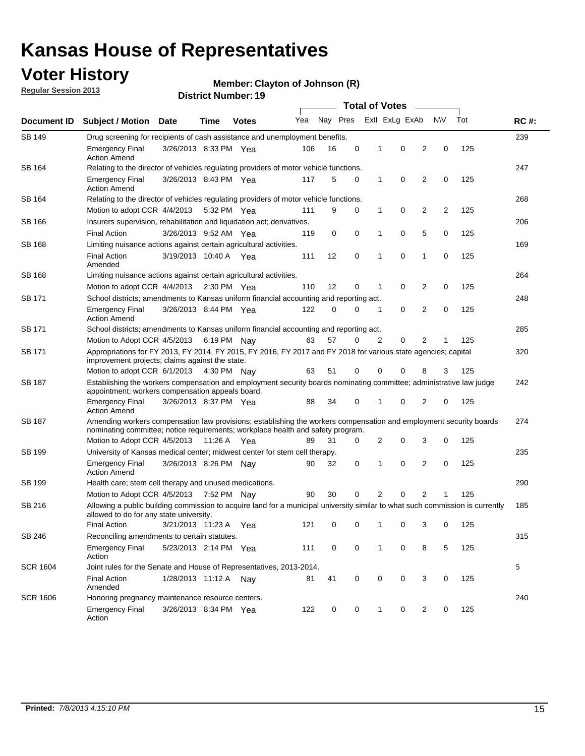# Kansas House of Representatives

## Voter History

**Regular Session 2013**

**Member: Clayton of Johnson (R)**

**District Number: 19**

| Document ID | Subject / Motion | Date | Time | Votes | Yea | Nay | Pres | ExII | ExLg | ExAb | N\V | Tot | RC #: |
|---|---|---|---|---|---|---|---|---|---|---|---|---|---|
| SB 149 | Drug screening for recipients of cash assistance and unemployment benefits. | | | | | | | | | | | | 239 |
| | Emergency Final Action Amend | 3/26/2013 | 8:33 PM | Yea | 106 | 16 | 0 | 1 | 0 | 2 | 0 | 125 | |
| SB 164 | Relating to the director of vehicles regulating providers of motor vehicle functions. | | | | | | | | | | | | 247 |
| | Emergency Final Action Amend | 3/26/2013 | 8:43 PM | Yea | 117 | 5 | 0 | 1 | 0 | 2 | 0 | 125 | |
| SB 164 | Relating to the director of vehicles regulating providers of motor vehicle functions. | | | | | | | | | | | | 268 |
| | Motion to adopt CCR | 4/4/2013 | 5:32 PM | Yea | 111 | 9 | 0 | 1 | 0 | 2 | 2 | 125 | |
| SB 166 | Insurers supervision, rehabilitation and liquidation act; derivatives. | | | | | | | | | | | | 206 |
| | Final Action | 3/26/2013 | 9:52 AM | Yea | 119 | 0 | 0 | 1 | 0 | 5 | 0 | 125 | |
| SB 168 | Limiting nuisance actions against certain agricultural activities. | | | | | | | | | | | | 169 |
| | Final Action Amended | 3/19/2013 | 10:40 A | Yea | 111 | 12 | 0 | 1 | 0 | 1 | 0 | 125 | |
| SB 168 | Limiting nuisance actions against certain agricultural activities. | | | | | | | | | | | | 264 |
| | Motion to adopt CCR | 4/4/2013 | 2:30 PM | Yea | 110 | 12 | 0 | 1 | 0 | 2 | 0 | 125 | |
| SB 171 | School districts; amendments to Kansas uniform financial accounting and reporting act. | | | | | | | | | | | | 248 |
| | Emergency Final Action Amend | 3/26/2013 | 8:44 PM | Yea | 122 | 0 | 0 | 1 | 0 | 2 | 0 | 125 | |
| SB 171 | School districts; amendments to Kansas uniform financial accounting and reporting act. | | | | | | | | | | | | 285 |
| | Motion to Adopt CCR | 4/5/2013 | 6:19 PM | Nay | 63 | 57 | 0 | 2 | 0 | 2 | 1 | 125 | |
| SB 171 | Appropriations for FY 2013, FY 2014, FY 2015, FY 2016, FY 2017 and FY 2018 for various state agencies; capital improvement projects; claims against the state. | | | | | | | | | | | | 320 |
| | Motion to adopt CCR | 6/1/2013 | 4:30 PM | Nay | 63 | 51 | 0 | 0 | 0 | 8 | 3 | 125 | |
| SB 187 | Establishing the workers compensation and employment security boards nominating committee; administrative law judge appointment; workers compensation appeals board. | | | | | | | | | | | | 242 |
| | Emergency Final Action Amend | 3/26/2013 | 8:37 PM | Yea | 88 | 34 | 0 | 1 | 0 | 2 | 0 | 125 | |
| SB 187 | Amending workers compensation law provisions; establishing the workers compensation and employment security boards nominating committee; notice requirements; workplace health and safety program. | | | | | | | | | | | | 274 |
| | Motion to Adopt CCR | 4/5/2013 | 11:26 A | Yea | 89 | 31 | 0 | 2 | 0 | 3 | 0 | 125 | |
| SB 199 | University of Kansas medical center; midwest center for stem cell therapy. | | | | | | | | | | | | 235 |
| | Emergency Final Action Amend | 3/26/2013 | 8:26 PM | Nay | 90 | 32 | 0 | 1 | 0 | 2 | 0 | 125 | |
| SB 199 | Health care; stem cell therapy and unused medications. | | | | | | | | | | | | 290 |
| | Motion to Adopt CCR | 4/5/2013 | 7:52 PM | Nay | 90 | 30 | 0 | 2 | 0 | 2 | 1 | 125 | |
| SB 216 | Allowing a public building commission to acquire land for a municipal university similar to what such commission is currently allowed to do for any state university. | | | | | | | | | | | | 185 |
| | Final Action | 3/21/2013 | 11:23 A | Yea | 121 | 0 | 0 | 1 | 0 | 3 | 0 | 125 | |
| SB 246 | Reconciling amendments to certain statutes. | | | | | | | | | | | | 315 |
| | Emergency Final Action | 5/23/2013 | 2:14 PM | Yea | 111 | 0 | 0 | 1 | 0 | 8 | 5 | 125 | |
| SCR 1604 | Joint rules for the Senate and House of Representatives, 2013-2014. | | | | | | | | | | | | 5 |
| | Final Action Amended | 1/28/2013 | 11:12 A | Nay | 81 | 41 | 0 | 0 | 0 | 3 | 0 | 125 | |
| SCR 1606 | Honoring pregnancy maintenance resource centers. | | | | | | | | | | | | 240 |
| | Emergency Final Action | 3/26/2013 | 8:34 PM | Yea | 122 | 0 | 0 | 1 | 0 | 2 | 0 | 125 | |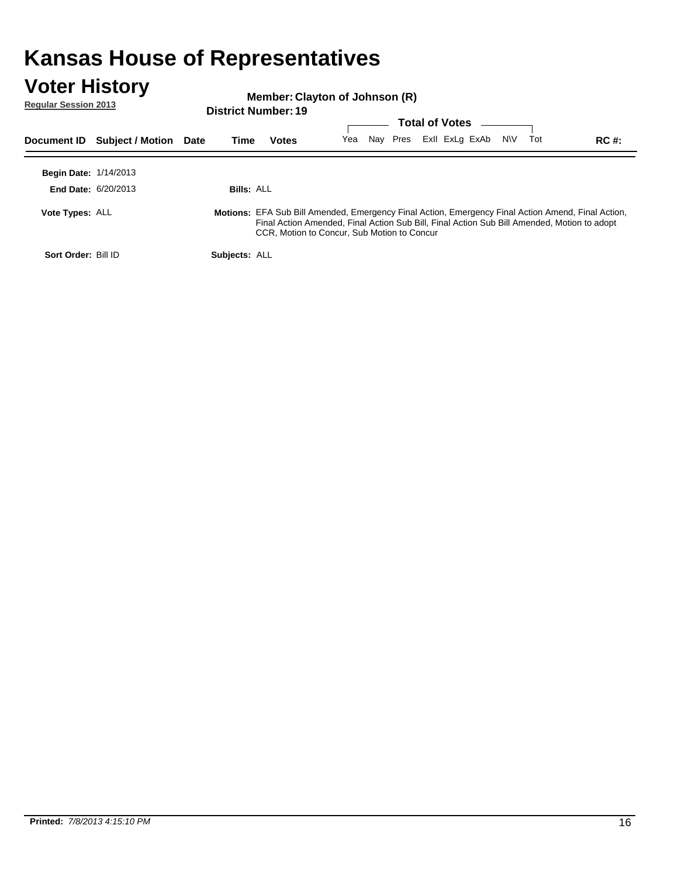# Kansas House of Representatives

## Voter History

**Regular Session 2013**

**Member:** Clayton of Johnson (R)

**District Number:** 19

| Document ID | Subject / Motion | Date | Time | Votes | Yea | Nay | Pres | ExII | ExLg | ExAb | N\V | Tot | RC #: |
|---|---|---|---|---|---|---|---|---|---|---|---|---|---|

(Yea through Tot are grouped under **Total of Votes**.)

**Begin Date:** 1/14/2013

**End Date:** 6/20/2013

**Bills:** ALL

**Vote Types:** ALL

**Motions:** EFA Sub Bill Amended, Emergency Final Action, Emergency Final Action Amend, Final Action, Final Action Amended, Final Action Sub Bill, Final Action Sub Bill Amended, Motion to adopt CCR, Motion to Concur, Sub Motion to Concur

**Sort Order:** Bill ID

**Subjects:** ALL

**Printed:** *7/8/2013 4:15:10 PM*